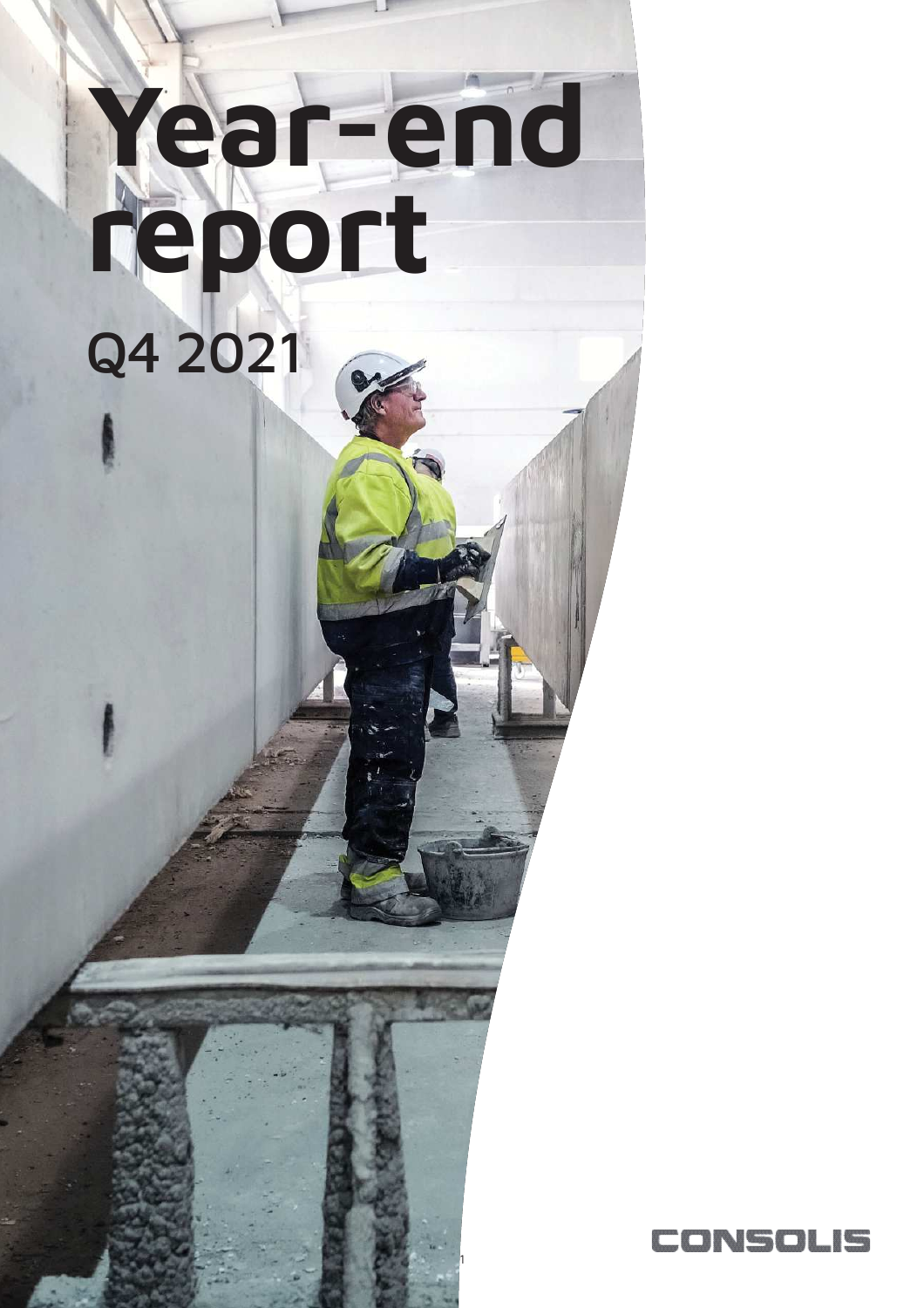# Year-end report

Q4 2021

CONSOLIS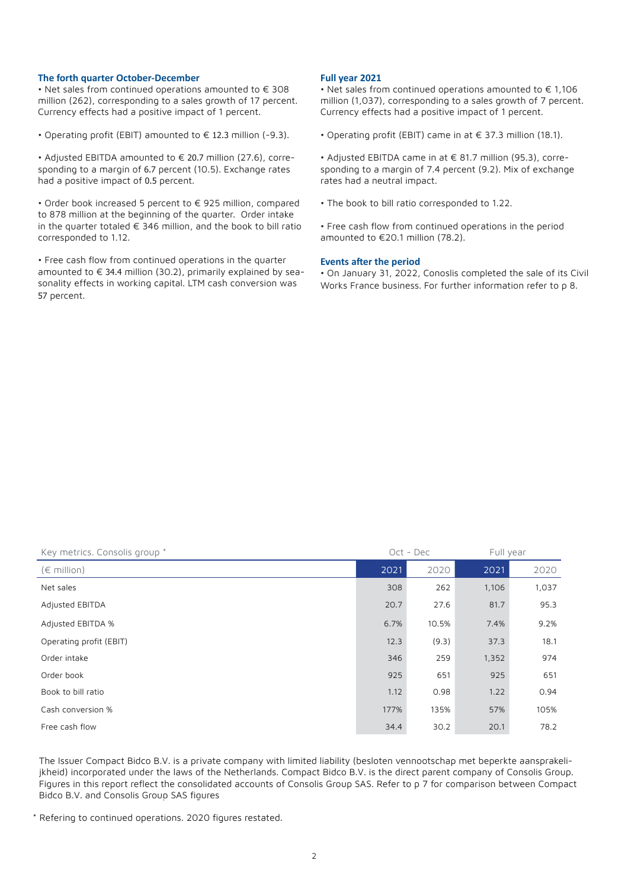### The forth quarter October-December

- Net sales from continued operations amounted to € 308 million (262), corresponding to a sales growth of 17 percent. Currency effects had a positive impact of 1 percent.
- Operating profit (EBIT) amounted to € 12.3 million (-9.3).
- Adjusted EBITDA amounted to € 20.7 million (27.6), corresponding to a margin of 6.7 percent (10.5). Exchange rates had a positive impact of 0.5 percent.
- Order book increased 5 percent to € 925 million, compared to 878 million at the beginning of the quarter. Order intake in the quarter totaled € 346 million, and the book to bill ratio corresponded to 1.12.
- Free cash flow from continued operations in the quarter amounted to € 34.4 million (30.2), primarily explained by seasonality effects in working capital. LTM cash conversion was 57 percent.

### Full year 2021

- Net sales from continued operations amounted to € 1,106 million (1,037), corresponding to a sales growth of 7 percent. Currency effects had a positive impact of 1 percent.
- Operating profit (EBIT) came in at € 37.3 million (18.1).
- Adjusted EBITDA came in at € 81.7 million (95.3), corresponding to a margin of 7.4 percent (9.2). Mix of exchange rates had a neutral impact.
- The book to bill ratio corresponded to 1.22.
- Free cash flow from continued operations in the period amounted to €20.1 million (78.2).

### Events after the period

- On January 31, 2022, Conoslis completed the sale of its Civil Works France business. For further information refer to p 8.

| Key metrics. Consolis group * | Oct - Dec | | Full year | |
|---|---|---|---|---|
| (€ million) | 2021 | 2020 | 2021 | 2020 |
| Net sales | 308 | 262 | 1,106 | 1,037 |
| Adjusted EBITDA | 20.7 | 27.6 | 81.7 | 95.3 |
| Adjusted EBITDA % | 6.7% | 10.5% | 7.4% | 9.2% |
| Operating profit (EBIT) | 12.3 | (9.3) | 37.3 | 18.1 |
| Order intake | 346 | 259 | 1,352 | 974 |
| Order book | 925 | 651 | 925 | 651 |
| Book to bill ratio | 1.12 | 0.98 | 1.22 | 0.94 |
| Cash conversion % | 177% | 135% | 57% | 105% |
| Free cash flow | 34.4 | 30.2 | 20.1 | 78.2 |

The Issuer Compact Bidco B.V. is a private company with limited liability (besloten vennootschap met beperkte aansprakelijkheid) incorporated under the laws of the Netherlands. Compact Bidco B.V. is the direct parent company of Consolis Group. Figures in this report reflect the consolidated accounts of Consolis Group SAS. Refer to p 7 for comparison between Compact Bidco B.V. and Consolis Group SAS figures

* Refering to continued operations. 2020 figures restated.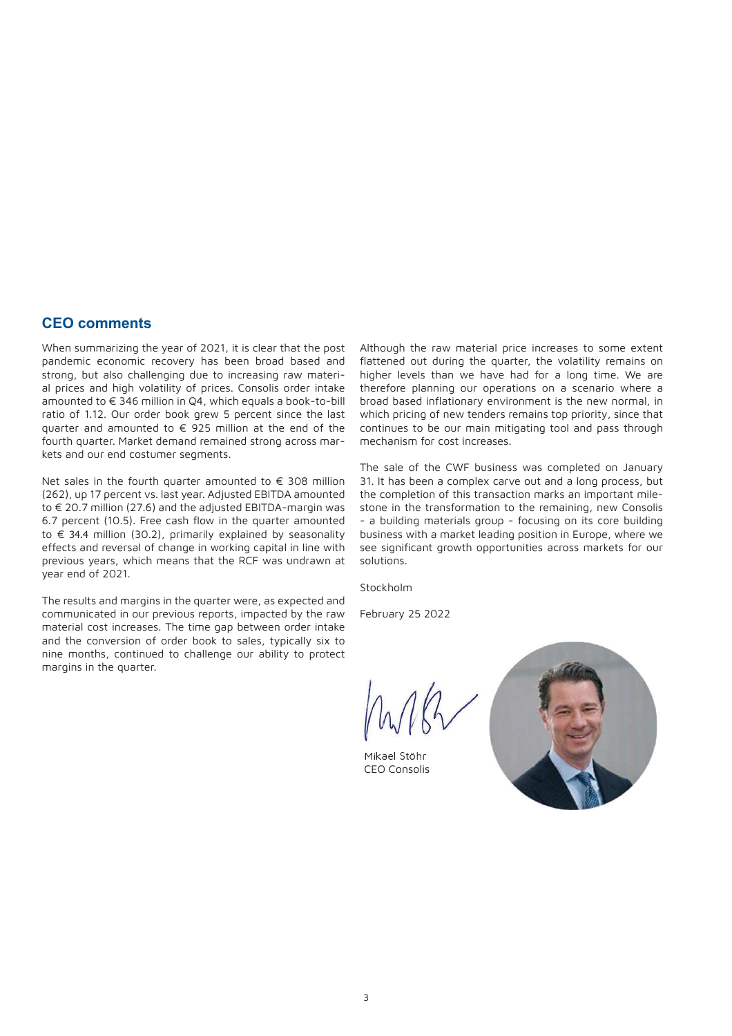## CEO comments

When summarizing the year of 2021, it is clear that the post pandemic economic recovery has been broad based and strong, but also challenging due to increasing raw material prices and high volatility of prices. Consolis order intake amounted to € 346 million in Q4, which equals a book-to-bill ratio of 1.12. Our order book grew 5 percent since the last quarter and amounted to € 925 million at the end of the fourth quarter. Market demand remained strong across markets and our end costumer segments.

Net sales in the fourth quarter amounted to € 308 million (262), up 17 percent vs. last year. Adjusted EBITDA amounted to € 20.7 million (27.6) and the adjusted EBITDA-margin was 6.7 percent (10.5). Free cash flow in the quarter amounted to € 34.4 million (30.2), primarily explained by seasonality effects and reversal of change in working capital in line with previous years, which means that the RCF was undrawn at year end of 2021.

The results and margins in the quarter were, as expected and communicated in our previous reports, impacted by the raw material cost increases. The time gap between order intake and the conversion of order book to sales, typically six to nine months, continued to challenge our ability to protect margins in the quarter.

Although the raw material price increases to some extent flattened out during the quarter, the volatility remains on higher levels than we have had for a long time. We are therefore planning our operations on a scenario where a broad based inflationary environment is the new normal, in which pricing of new tenders remains top priority, since that continues to be our main mitigating tool and pass through mechanism for cost increases.

The sale of the CWF business was completed on January 31. It has been a complex carve out and a long process, but the completion of this transaction marks an important milestone in the transformation to the remaining, new Consolis - a building materials group - focusing on its core building business with a market leading position in Europe, where we see significant growth opportunities across markets for our solutions.

Stockholm

February 25 2022

Mikael Stöhr
CEO Consolis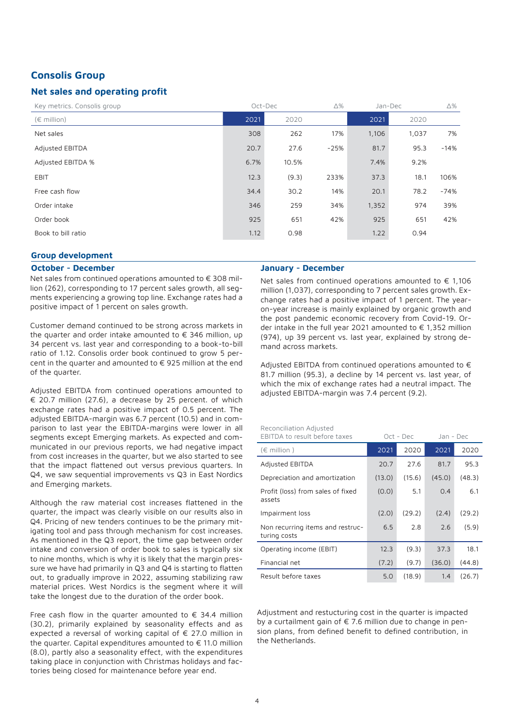## Consolis Group

### Net sales and operating profit

| Key metrics. Consolis group | Oct-Dec | | Δ% | Jan-Dec | | Δ% |
|---|---|---|---|---|---|---|
| (€ million) | 2021 | 2020 | | 2021 | 2020 | |
| Net sales | 308 | 262 | 17% | 1,106 | 1,037 | 7% |
| Adjusted EBITDA | 20.7 | 27.6 | -25% | 81.7 | 95.3 | -14% |
| Adjusted EBITDA % | 6.7% | 10.5% | | 7.4% | 9.2% | |
| EBIT | 12.3 | (9.3) | 233% | 37.3 | 18.1 | 106% |
| Free cash flow | 34.4 | 30.2 | 14% | 20.1 | 78.2 | -74% |
| Order intake | 346 | 259 | 34% | 1,352 | 974 | 39% |
| Order book | 925 | 651 | 42% | 925 | 651 | 42% |
| Book to bill ratio | 1.12 | 0.98 | | 1.22 | 0.94 | |

### Group development

#### October - December

Net sales from continued operations amounted to € 308 million (262), corresponding to 17 percent sales growth, all segments experiencing a growing top line. Exchange rates had a positive impact of 1 percent on sales growth.

Customer demand continued to be strong across markets in the quarter and order intake amounted to € 346 million, up 34 percent vs. last year and corresponding to a book-to-bill ratio of 1.12. Consolis order book continued to grow 5 percent in the quarter and amounted to € 925 million at the end of the quarter.

Adjusted EBITDA from continued operations amounted to € 20.7 million (27.6), a decrease by 25 percent. of which exchange rates had a positive impact of 0.5 percent. The adjusted EBITDA-margin was 6.7 percent (10.5) and in comparison to last year the EBITDA-margins were lower in all segments except Emerging markets. As expected and communicated in our previous reports, we had negative impact from cost increases in the quarter, but we also started to see that the impact flattened out versus previous quarters. In Q4, we saw sequential improvements vs Q3 in East Nordics and Emerging markets.

Although the raw material cost increases flattened in the quarter, the impact was clearly visible on our results also in Q4. Pricing of new tenders continues to be the primary mitigating tool and pass through mechanism for cost increases. As mentioned in the Q3 report, the time gap between order intake and conversion of order book to sales is typically six to nine months, which is why it is likely that the margin pressure we have had primarily in Q3 and Q4 is starting to flatten out, to gradually improve in 2022, assuming stabilizing raw material prices. West Nordics is the segment where it will take the longest due to the duration of the order book.

Free cash flow in the quarter amounted to € 34.4 million (30.2), primarily explained by seasonality effects and as expected a reversal of working capital of € 27.0 million in the quarter. Capital expenditures amounted to € 11.0 million (8.0), partly also a seasonality effect, with the expenditures taking place in conjunction with Christmas holidays and factories being closed for maintenance before year end.

#### January - December

Net sales from continued operations amounted to € 1,106 million (1,037), corresponding to 7 percent sales growth. Exchange rates had a positive impact of 1 percent. The year-on-year increase is mainly explained by organic growth and the post pandemic economic recovery from Covid-19. Order intake in the full year 2021 amounted to € 1,352 million (974), up 39 percent vs. last year, explained by strong demand across markets.

Adjusted EBITDA from continued operations amounted to € 81.7 million (95.3), a decline by 14 percent vs. last year, of which the mix of exchange rates had a neutral impact. The adjusted EBITDA-margin was 7.4 percent (9.2).

| Reconciliation Adjusted EBITDA to result before taxes | Oct - Dec | | Jan - Dec | |
|---|---|---|---|---|
| (€ million ) | 2021 | 2020 | 2021 | 2020 |
| Adjusted EBITDA | 20.7 | 27.6 | 81.7 | 95.3 |
| Depreciation and amortization | (13.0) | (15.6) | (45.0) | (48.3) |
| Profit (loss) from sales of fixed assets | (0.0) | 5.1 | 0.4 | 6.1 |
| Impairment loss | (2.0) | (29.2) | (2.4) | (29.2) |
| Non recurring items and restructuring costs | 6.5 | 2.8 | 2.6 | (5.9) |
| Operating income (EBIT) | 12.3 | (9.3) | 37.3 | 18.1 |
| Financial net | (7.2) | (9.7) | (36.0) | (44.8) |
| Result before taxes | 5.0 | (18.9) | 1.4 | (26.7) |

Adjustment and restucturing cost in the quarter is impacted by a curtailment gain of € 7.6 million due to change in pension plans, from defined benefit to defined contribution, in the Netherlands.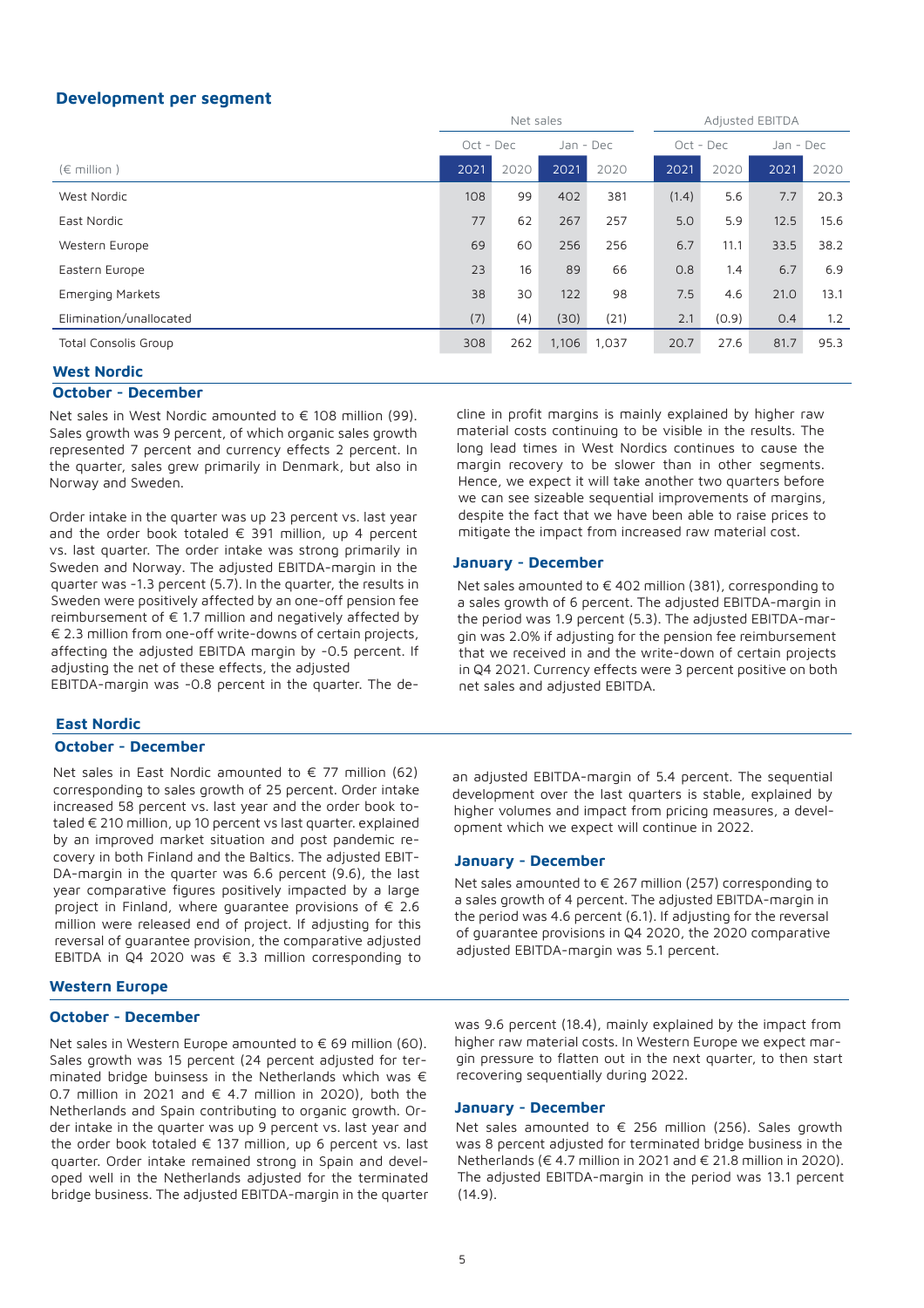## Development per segment

| (€ million ) | Net sales | | | | Adjusted EBITDA | | | |
|---|---|---|---|---|---|---|---|---|
| | Oct - Dec | | Jan - Dec | | Oct - Dec | | Jan - Dec | |
| | 2021 | 2020 | 2021 | 2020 | 2021 | 2020 | 2021 | 2020 |
| West Nordic | 108 | 99 | 402 | 381 | (1.4) | 5.6 | 7.7 | 20.3 |
| East Nordic | 77 | 62 | 267 | 257 | 5.0 | 5.9 | 12.5 | 15.6 |
| Western Europe | 69 | 60 | 256 | 256 | 6.7 | 11.1 | 33.5 | 38.2 |
| Eastern Europe | 23 | 16 | 89 | 66 | 0.8 | 1.4 | 6.7 | 6.9 |
| Emerging Markets | 38 | 30 | 122 | 98 | 7.5 | 4.6 | 21.0 | 13.1 |
| Elimination/unallocated | (7) | (4) | (30) | (21) | 2.1 | (0.9) | 0.4 | 1.2 |
| Total Consolis Group | 308 | 262 | 1,106 | 1,037 | 20.7 | 27.6 | 81.7 | 95.3 |

### West Nordic

#### October - December

Net sales in West Nordic amounted to € 108 million (99). Sales growth was 9 percent, of which organic sales growth represented 7 percent and currency effects 2 percent. In the quarter, sales grew primarily in Denmark, but also in Norway and Sweden.

Order intake in the quarter was up 23 percent vs. last year and the order book totaled € 391 million, up 4 percent vs. last quarter. The order intake was strong primarily in Sweden and Norway. The adjusted EBITDA-margin in the quarter was -1.3 percent (5.7). In the quarter, the results in Sweden were positively affected by an one-off pension fee reimbursement of € 1.7 million and negatively affected by € 2.3 million from one-off write-downs of certain projects, affecting the adjusted EBITDA margin by -0.5 percent. If adjusting the net of these effects, the adjusted EBITDA-margin was -0.8 percent in the quarter. The decline in profit margins is mainly explained by higher raw material costs continuing to be visible in the results. The long lead times in West Nordics continues to cause the margin recovery to be slower than in other segments. Hence, we expect it will take another two quarters before we can see sizeable sequential improvements of margins, despite the fact that we have been able to raise prices to mitigate the impact from increased raw material cost.

#### January - December

Net sales amounted to € 402 million (381), corresponding to a sales growth of 6 percent. The adjusted EBITDA-margin in the period was 1.9 percent (5.3). The adjusted EBITDA-margin was 2.0% if adjusting for the pension fee reimbursement that we received in and the write-down of certain projects in Q4 2021. Currency effects were 3 percent positive on both net sales and adjusted EBITDA.

### East Nordic

#### October - December

Net sales in East Nordic amounted to € 77 million (62) corresponding to sales growth of 25 percent. Order intake increased 58 percent vs. last year and the order book totaled € 210 million, up 10 percent vs last quarter. explained by an improved market situation and post pandemic recovery in both Finland and the Baltics. The adjusted EBITDA-margin in the quarter was 6.6 percent (9.6), the last year comparative figures positively impacted by a large project in Finland, where guarantee provisions of € 2.6 million were released end of project. If adjusting for this reversal of guarantee provision, the comparative adjusted EBITDA in Q4 2020 was € 3.3 million corresponding to an adjusted EBITDA-margin of 5.4 percent. The sequential development over the last quarters is stable, explained by higher volumes and impact from pricing measures, a development which we expect will continue in 2022.

#### January - December

Net sales amounted to € 267 million (257) corresponding to a sales growth of 4 percent. The adjusted EBITDA-margin in the period was 4.6 percent (6.1). If adjusting for the reversal of guarantee provisions in Q4 2020, the 2020 comparative adjusted EBITDA-margin was 5.1 percent.

### Western Europe

#### October - December

Net sales in Western Europe amounted to € 69 million (60). Sales growth was 15 percent (24 percent adjusted for terminated bridge buinsess in the Netherlands which was € 0.7 million in 2021 and € 4.7 million in 2020), both the Netherlands and Spain contributing to organic growth. Order intake in the quarter was up 9 percent vs. last year and the order book totaled € 137 million, up 6 percent vs. last quarter. Order intake remained strong in Spain and developed well in the Netherlands adjusted for the terminated bridge business. The adjusted EBITDA-margin in the quarter was 9.6 percent (18.4), mainly explained by the impact from higher raw material costs. In Western Europe we expect margin pressure to flatten out in the next quarter, to then start recovering sequentially during 2022.

#### January - December

Net sales amounted to € 256 million (256). Sales growth was 8 percent adjusted for terminated bridge business in the Netherlands (€ 4.7 million in 2021 and € 21.8 million in 2020). The adjusted EBITDA-margin in the period was 13.1 percent (14.9).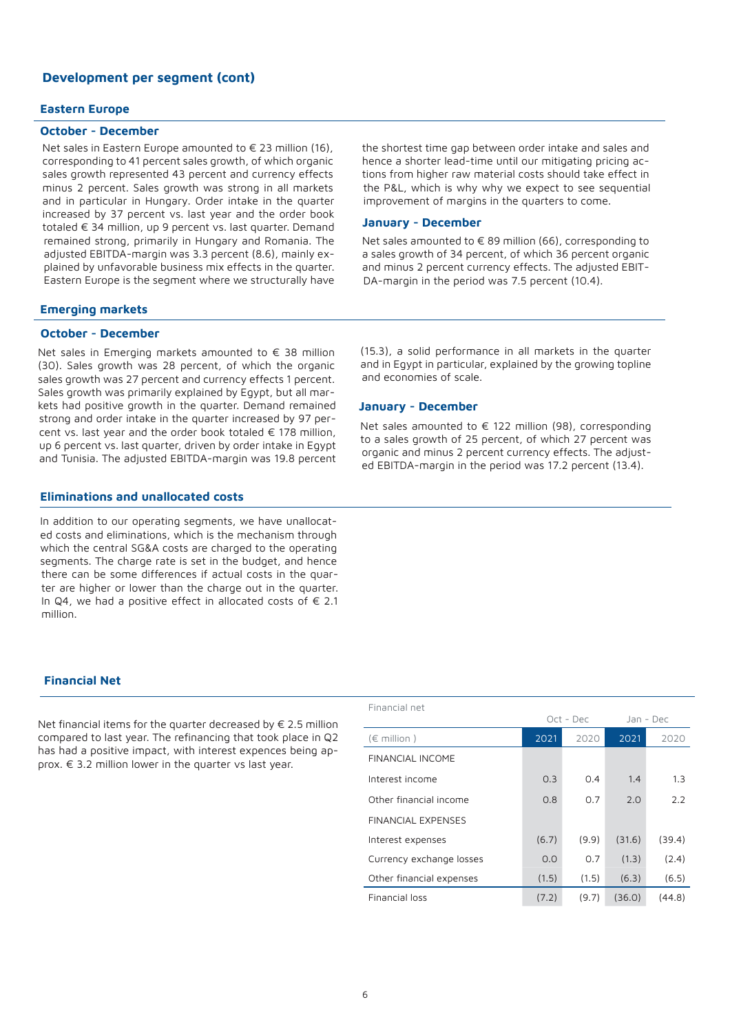## Development per segment (cont)

### Eastern Europe

#### October - December

Net sales in Eastern Europe amounted to € 23 million (16), corresponding to 41 percent sales growth, of which organic sales growth represented 43 percent and currency effects minus 2 percent. Sales growth was strong in all markets and in particular in Hungary. Order intake in the quarter increased by 37 percent vs. last year and the order book totaled € 34 million, up 9 percent vs. last quarter. Demand remained strong, primarily in Hungary and Romania. The adjusted EBITDA-margin was 3.3 percent (8.6), mainly explained by unfavorable business mix effects in the quarter. Eastern Europe is the segment where we structurally have the shortest time gap between order intake and sales and hence a shorter lead-time until our mitigating pricing actions from higher raw material costs should take effect in the P&L, which is why why we expect to see sequential improvement of margins in the quarters to come.

#### January - December

Net sales amounted to € 89 million (66), corresponding to a sales growth of 34 percent, of which 36 percent organic and minus 2 percent currency effects. The adjusted EBITDA-margin in the period was 7.5 percent (10.4).

### Emerging markets

#### October - December

Net sales in Emerging markets amounted to € 38 million (30). Sales growth was 28 percent, of which the organic sales growth was 27 percent and currency effects 1 percent. Sales growth was primarily explained by Egypt, but all markets had positive growth in the quarter. Demand remained strong and order intake in the quarter increased by 97 percent vs. last year and the order book totaled € 178 million, up 6 percent vs. last quarter, driven by order intake in Egypt and Tunisia. The adjusted EBITDA-margin was 19.8 percent (15.3), a solid performance in all markets in the quarter and in Egypt in particular, explained by the growing topline and economies of scale.

#### January - December

Net sales amounted to € 122 million (98), corresponding to a sales growth of 25 percent, of which 27 percent was organic and minus 2 percent currency effects. The adjusted EBITDA-margin in the period was 17.2 percent (13.4).

### Eliminations and unallocated costs

In addition to our operating segments, we have unallocated costs and eliminations, which is the mechanism through which the central SG&A costs are charged to the operating segments. The charge rate is set in the budget, and hence there can be some differences if actual costs in the quarter are higher or lower than the charge out in the quarter. In Q4, we had a positive effect in allocated costs of € 2.1 million.

## Financial Net

Net financial items for the quarter decreased by € 2.5 million compared to last year. The refinancing that took place in Q2 has had a positive impact, with interest expences being approx. € 3.2 million lower in the quarter vs last year.

Financial net

| (€ million ) | Oct - Dec 2021 | Oct - Dec 2020 | Jan - Dec 2021 | Jan - Dec 2020 |
|---|---|---|---|---|
| FINANCIAL INCOME | | | | |
| Interest income | 0.3 | 0.4 | 1.4 | 1.3 |
| Other financial income | 0.8 | 0.7 | 2.0 | 2.2 |
| FINANCIAL EXPENSES | | | | |
| Interest expenses | (6.7) | (9.9) | (31.6) | (39.4) |
| Currency exchange losses | 0.0 | 0.7 | (1.3) | (2.4) |
| Other financial expenses | (1.5) | (1.5) | (6.3) | (6.5) |
| Financial loss | (7.2) | (9.7) | (36.0) | (44.8) |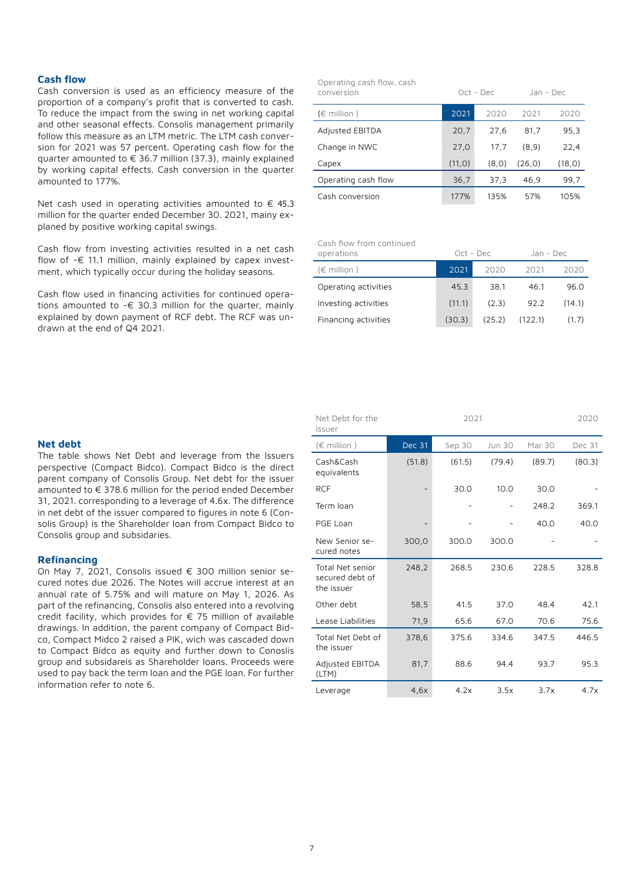## Cash flow

Cash conversion is used as an efficiency measure of the proportion of a company's profit that is converted to cash. To reduce the impact from the swing in net working capital and other seasonal effects. Consolis management primarily follow this measure as an LTM metric. The LTM cash conversion for 2021 was 57 percent. Operating cash flow for the quarter amounted to € 36.7 million (37.3), mainly explained by working capital effects. Cash conversion in the quarter amounted to 177%.

Net cash used in operating activities amounted to € 45.3 million for the quarter ended December 30. 2021, mainy explaned by positive working capital swings.

Cash flow from investing activities resulted in a net cash flow of -€ 11.1 million, mainly explained by capex investment, which typically occur during the holiday seasons.

Cash flow used in financing activities for continued operations amounted to -€ 30.3 million for the quarter, mainly explained by down payment of RCF debt. The RCF was undrawn at the end of Q4 2021.

| Operating cash flow. cash conversion | Oct - Dec | | Jan - Dec | |
|---|---|---|---|---|
| (€ million ) | 2021 | 2020 | 2021 | 2020 |
| Adjusted EBITDA | 20,7 | 27,6 | 81,7 | 95,3 |
| Change in NWC | 27,0 | 17,7 | (8,9) | 22,4 |
| Capex | (11,0) | (8,0) | (26,0) | (18,0) |
| Operating cash flow | 36,7 | 37,3 | 46,9 | 99,7 |
| Cash conversion | 177% | 135% | 57% | 105% |

| Cash flow from continued operations | Oct - Dec | | Jan - Dec | |
|---|---|---|---|---|
| (€ million ) | 2021 | 2020 | 2021 | 2020 |
| Operating activities | 45.3 | 38.1 | 46.1 | 96.0 |
| Investing activities | (11.1) | (2.3) | 92.2 | (14.1) |
| Financing activities | (30.3) | (25.2) | (122.1) | (1.7) |

## Net debt

The table shows Net Debt and leverage from the Issuers perspective (Compact Bidco). Compact Bidco is the direct parent company of Consolis Group. Net debt for the issuer amounted to € 378.6 million for the period ended December 31, 2021. corresponding to a leverage of 4.6x. The difference in net debt of the issuer compared to figures in note 6 (Consolis Group) is the Shareholder loan from Compact Bidco to Consolis group and subsidaries.

## Refinancing

On May 7, 2021, Consolis issued € 300 million senior secured notes due 2026. The Notes will accrue interest at an annual rate of 5.75% and will mature on May 1, 2026. As part of the refinancing, Consolis also entered into a revolving credit facility, which provides for € 75 million of available drawings. In addition, the parent company of Compact Bidco, Compact Midco 2 raised a PIK, wich was cascaded down to Compact Bidco as equity and further down to Conoslis group and subsidareis as Shareholder loans. Proceeds were used to pay back the term loan and the PGE loan. For further information refer to note 6.

| Net Debt for the Issuer | 2021 | | | | 2020 |
|---|---|---|---|---|---|
| (€ million ) | Dec 31 | Sep 30 | Jun 30 | Mar 30 | Dec 31 |
| Cash&Cash equivalents | (51.8) | (61.5) | (79.4) | (89.7) | (80.3) |
| RCF | - | 30.0 | 10.0 | 30.0 | - |
| Term loan | | - | - | 248.2 | 369.1 |
| PGE Loan | - | - | - | 40.0 | 40.0 |
| New Senior secured notes | 300,0 | 300.0 | 300.0 | - | - |
| Total Net senior secured debt of the issuer | 248,2 | 268.5 | 230.6 | 228.5 | 328.8 |
| Other debt | 58,5 | 41.5 | 37.0 | 48.4 | 42.1 |
| Lease Liabilities | 71,9 | 65.6 | 67.0 | 70.6 | 75.6 |
| Total Net Debt of the issuer | 378,6 | 375.6 | 334.6 | 347.5 | 446.5 |
| Adjusted EBITDA (LTM) | 81,7 | 88.6 | 94.4 | 93.7 | 95.3 |
| Leverage | 4,6x | 4.2x | 3.5x | 3.7x | 4.7x |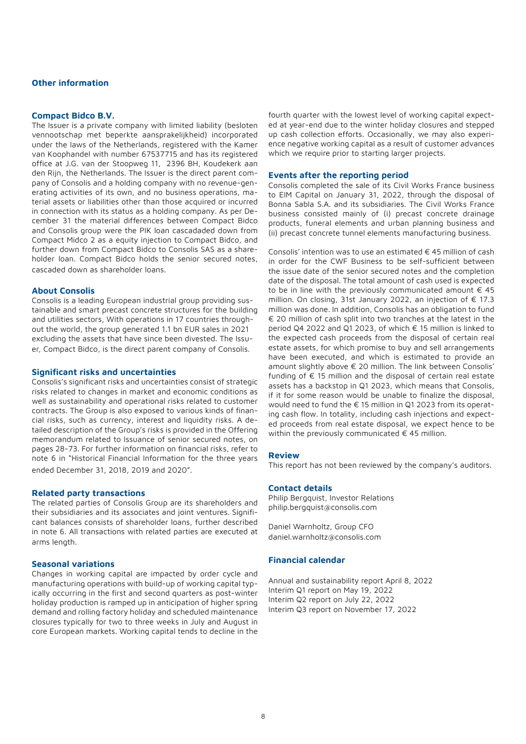# Other information

## Compact Bidco B.V.

The Issuer is a private company with limited liability (besloten vennootschap met beperkte aansprakelijkheid) incorporated under the laws of the Netherlands, registered with the Kamer van Koophandel with number 67537715 and has its registered office at J.G. van der Stoopweg 11, 2396 BH, Koudekerk aan den Rijn, the Netherlands. The Issuer is the direct parent company of Consolis and a holding company with no revenue-generating activities of its own, and no business operations, material assets or liabilities other than those acquired or incurred in connection with its status as a holding company. As per December 31 the material differences between Compact Bidco and Consolis group were the PIK loan cascadaded down from Compact Midco 2 as a equity injection to Compact Bidco, and further down from Compact Bidco to Consolis SAS as a shareholder loan. Compact Bidco holds the senior secured notes, cascaded down as shareholder loans.

## About Consolis

Consolis is a leading European industrial group providing sustainable and smart precast concrete structures for the building and utilities sectors, With operations in 17 countries throughout the world, the group generated 1.1 bn EUR sales in 2021 excluding the assets that have since been divested. The Issuer, Compact Bidco, is the direct parent company of Consolis.

## Significant risks and uncertainties

Consolis's significant risks and uncertainties consist of strategic risks related to changes in market and economic conditions as well as sustainability and operational risks related to customer contracts. The Group is also exposed to various kinds of financial risks, such as currency, interest and liquidity risks. A detailed description of the Group's risks is provided in the Offering memorandum related to Issuance of senior secured notes, on pages 28-73. For further information on financial risks, refer to note 6 in "Historical Financial Information for the three years ended December 31, 2018, 2019 and 2020".

## Related party transactions

The related parties of Consolis Group are its shareholders and their subsidiaries and its associates and joint ventures. Significant balances consists of shareholder loans, further described in note 6. All transactions with related parties are executed at arms length.

## Seasonal variations

Changes in working capital are impacted by order cycle and manufacturing operations with build-up of working capital typically occurring in the first and second quarters as post-winter holiday production is ramped up in anticipation of higher spring demand and rolling factory holiday and scheduled maintenance closures typically for two to three weeks in July and August in core European markets. Working capital tends to decline in the fourth quarter with the lowest level of working capital expected at year-end due to the winter holiday closures and stepped up cash collection efforts. Occasionally, we may also experience negative working capital as a result of customer advances which we require prior to starting larger projects.

## Events after the reporting period

Consolis completed the sale of its Civil Works France business to EIM Capital on January 31, 2022, through the disposal of Bonna Sabla S.A. and its subsidiaries. The Civil Works France business consisted mainly of (i) precast concrete drainage products, funeral elements and urban planning business and (ii) precast concrete tunnel elements manufacturing business.

Consolis' intention was to use an estimated € 45 million of cash in order for the CWF Business to be self-sufficient between the issue date of the senior secured notes and the completion date of the disposal. The total amount of cash used is expected to be in line with the previously communicated amount € 45 million. On closing, 31st January 2022, an injection of € 17.3 million was done. In addition, Consolis has an obligation to fund € 20 million of cash split into two tranches at the latest in the period Q4 2022 and Q1 2023, of which € 15 million is linked to the expected cash proceeds from the disposal of certain real estate assets, for which promise to buy and sell arrangements have been executed, and which is estimated to provide an amount slightly above € 20 million. The link between Consolis' funding of € 15 million and the disposal of certain real estate assets has a backstop in Q1 2023, which means that Consolis, if it for some reason would be unable to finalize the disposal, would need to fund the € 15 million in Q1 2023 from its operating cash flow. In totality, including cash injections and expected proceeds from real estate disposal, we expect hence to be within the previously communicated € 45 million.

## Review

This report has not been reviewed by the company's auditors.

## Contact details

Philip Bergquist, Investor Relations
philip.bergquist@consolis.com

Daniel Warnholtz, Group CFO
daniel.warnholtz@consolis.com

## Financial calendar

Annual and sustainability report April 8, 2022
Interim Q1 report on May 19, 2022
Interim Q2 report on July 22, 2022
Interim Q3 report on November 17, 2022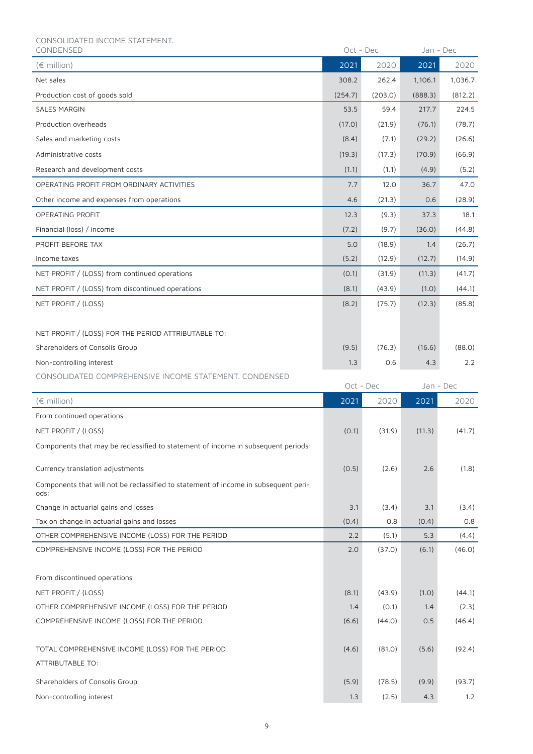CONSOLIDATED INCOME STATEMENT. CONDENSED

| (€ million) | Oct - Dec 2021 | Oct - Dec 2020 | Jan - Dec 2021 | Jan - Dec 2020 |
|---|---|---|---|---|
| Net sales | 308.2 | 262.4 | 1,106.1 | 1,036.7 |
| Production cost of goods sold | (254.7) | (203.0) | (888.3) | (812.2) |
| SALES MARGIN | 53.5 | 59.4 | 217.7 | 224.5 |
| Production overheads | (17.0) | (21.9) | (76.1) | (78.7) |
| Sales and marketing costs | (8.4) | (7.1) | (29.2) | (26.6) |
| Administrative costs | (19.3) | (17.3) | (70.9) | (66.9) |
| Research and development costs | (1.1) | (1.1) | (4.9) | (5.2) |
| OPERATING PROFIT FROM ORDINARY ACTIVITIES | 7.7 | 12.0 | 36.7 | 47.0 |
| Other income and expenses from operations | 4.6 | (21.3) | 0.6 | (28.9) |
| OPERATING PROFIT | 12.3 | (9.3) | 37.3 | 18.1 |
| Financial (loss) / income | (7.2) | (9.7) | (36.0) | (44.8) |
| PROFIT BEFORE TAX | 5.0 | (18.9) | 1.4 | (26.7) |
| Income taxes | (5.2) | (12.9) | (12.7) | (14.9) |
| NET PROFIT / (LOSS) from continued operations | (0.1) | (31.9) | (11.3) | (41.7) |
| NET PROFIT / (LOSS) from discontinued operations | (8.1) | (43.9) | (1.0) | (44.1) |
| NET PROFIT / (LOSS) | (8.2) | (75.7) | (12.3) | (85.8) |
| | | | | |
| NET PROFIT / (LOSS) FOR THE PERIOD ATTRIBUTABLE TO: | | | | |
| Shareholders of Consolis Group | (9.5) | (76.3) | (16.6) | (88.0) |
| Non-controlling interest | 1.3 | 0.6 | 4.3 | 2.2 |

CONSOLIDATED COMPREHENSIVE INCOME STATEMENT. CONDENSED

| (€ million) | Oct - Dec 2021 | Oct - Dec 2020 | Jan - Dec 2021 | Jan - Dec 2020 |
|---|---|---|---|---|
| From continued operations | | | | |
| NET PROFIT / (LOSS) | (0.1) | (31.9) | (11.3) | (41.7) |
| Components that may be reclassified to statement of income in subsequent periods: | | | | |
| Currency translation adjustments | (0.5) | (2.6) | 2.6 | (1.8) |
| Components that will not be reclassified to statement of income in subsequent periods: | | | | |
| Change in actuarial gains and losses | 3.1 | (3.4) | 3.1 | (3.4) |
| Tax on change in actuarial gains and losses | (0.4) | 0.8 | (0.4) | 0.8 |
| OTHER COMPREHENSIVE INCOME (LOSS) FOR THE PERIOD | 2.2 | (5.1) | 5.3 | (4.4) |
| COMPREHENSIVE INCOME (LOSS) FOR THE PERIOD | 2.0 | (37.0) | (6.1) | (46.0) |
| | | | | |
| From discontinued operations | | | | |
| NET PROFIT / (LOSS) | (8.1) | (43.9) | (1.0) | (44.1) |
| OTHER COMPREHENSIVE INCOME (LOSS) FOR THE PERIOD | 1.4 | (0.1) | 1.4 | (2.3) |
| COMPREHENSIVE INCOME (LOSS) FOR THE PERIOD | (6.6) | (44.0) | 0.5 | (46.4) |
| | | | | |
| TOTAL COMPREHENSIVE INCOME (LOSS) FOR THE PERIOD | (4.6) | (81.0) | (5.6) | (92.4) |
| ATTRIBUTABLE TO: | | | | |
| Shareholders of Consolis Group | (5.9) | (78.5) | (9.9) | (93.7) |
| Non-controlling interest | 1.3 | (2.5) | 4.3 | 1.2 |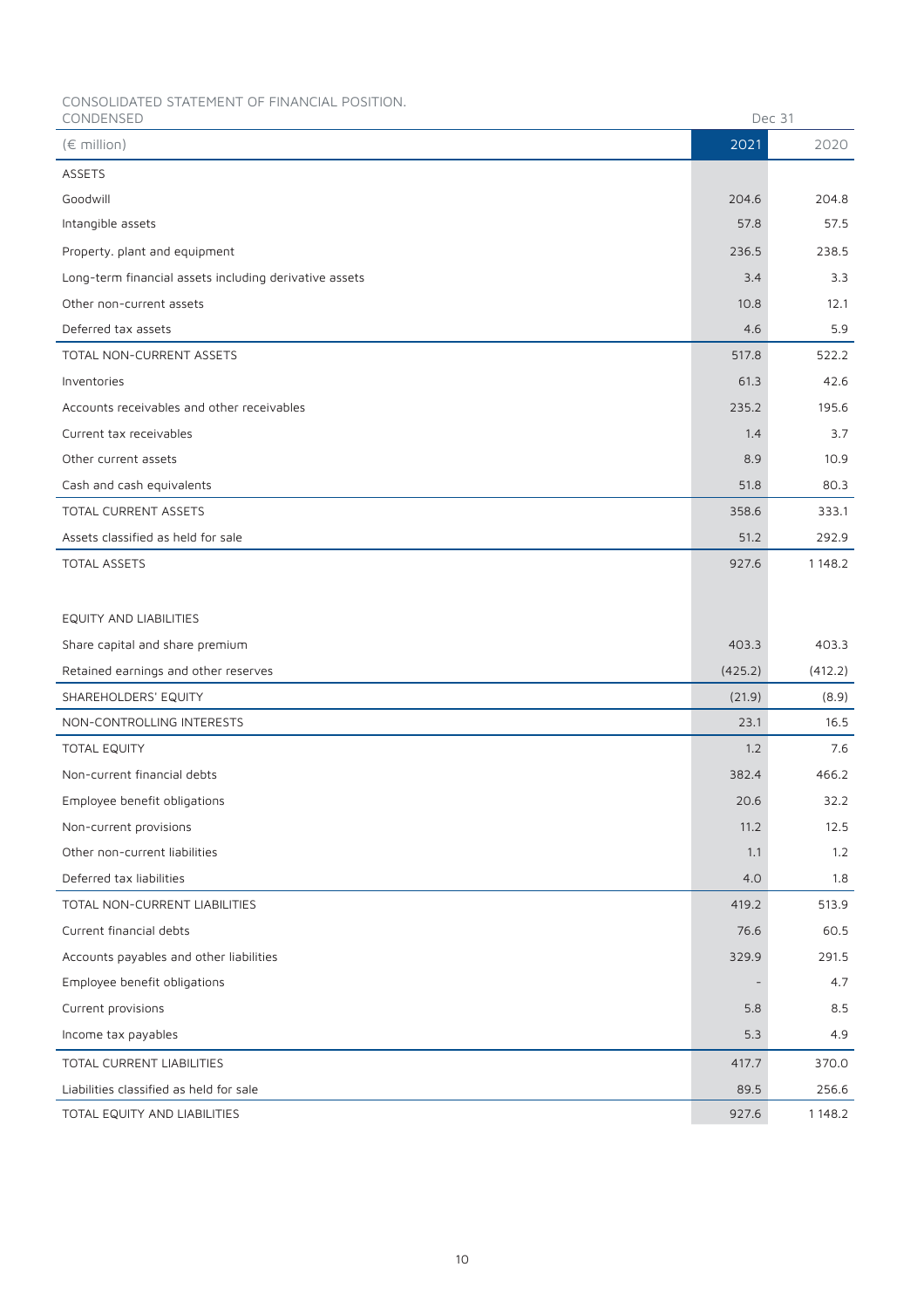CONSOLIDATED STATEMENT OF FINANCIAL POSITION. CONDENSED

| (€ million) | Dec 31 2021 | 2020 |
|---|---|---|
| ASSETS | | |
| Goodwill | 204.6 | 204.8 |
| Intangible assets | 57.8 | 57.5 |
| Property. plant and equipment | 236.5 | 238.5 |
| Long-term financial assets including derivative assets | 3.4 | 3.3 |
| Other non-current assets | 10.8 | 12.1 |
| Deferred tax assets | 4.6 | 5.9 |
| TOTAL NON-CURRENT ASSETS | 517.8 | 522.2 |
| Inventories | 61.3 | 42.6 |
| Accounts receivables and other receivables | 235.2 | 195.6 |
| Current tax receivables | 1.4 | 3.7 |
| Other current assets | 8.9 | 10.9 |
| Cash and cash equivalents | 51.8 | 80.3 |
| TOTAL CURRENT ASSETS | 358.6 | 333.1 |
| Assets classified as held for sale | 51.2 | 292.9 |
| TOTAL ASSETS | 927.6 | 1 148.2 |
| | | |
| EQUITY AND LIABILITIES | | |
| Share capital and share premium | 403.3 | 403.3 |
| Retained earnings and other reserves | (425.2) | (412.2) |
| SHAREHOLDERS' EQUITY | (21.9) | (8.9) |
| NON-CONTROLLING INTERESTS | 23.1 | 16.5 |
| TOTAL EQUITY | 1.2 | 7.6 |
| Non-current financial debts | 382.4 | 466.2 |
| Employee benefit obligations | 20.6 | 32.2 |
| Non-current provisions | 11.2 | 12.5 |
| Other non-current liabilities | 1.1 | 1.2 |
| Deferred tax liabilities | 4.0 | 1.8 |
| TOTAL NON-CURRENT LIABILITIES | 419.2 | 513.9 |
| Current financial debts | 76.6 | 60.5 |
| Accounts payables and other liabilities | 329.9 | 291.5 |
| Employee benefit obligations | - | 4.7 |
| Current provisions | 5.8 | 8.5 |
| Income tax payables | 5.3 | 4.9 |
| TOTAL CURRENT LIABILITIES | 417.7 | 370.0 |
| Liabilities classified as held for sale | 89.5 | 256.6 |
| TOTAL EQUITY AND LIABILITIES | 927.6 | 1 148.2 |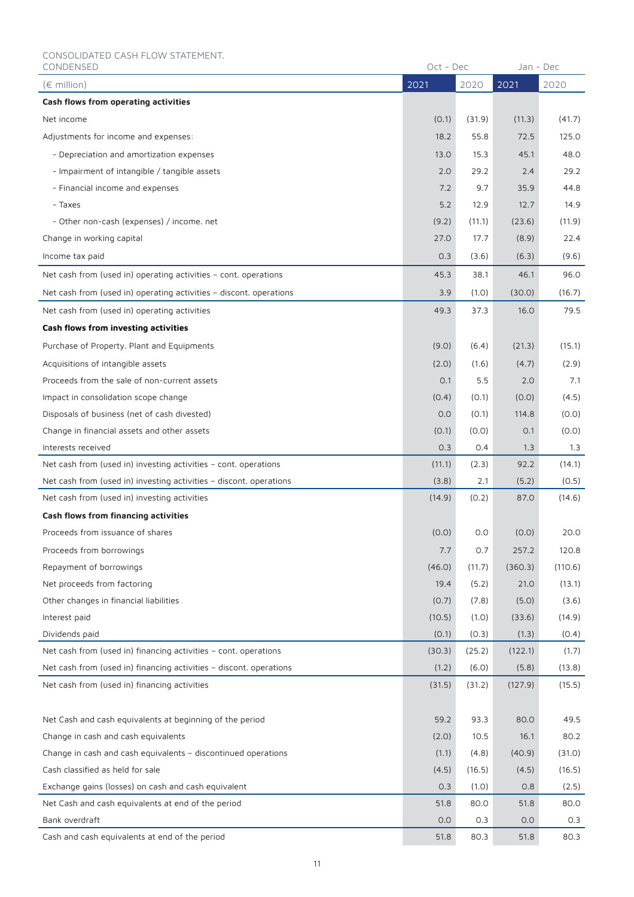CONSOLIDATED CASH FLOW STATEMENT. CONDENSED

| (€ million) | Oct - Dec 2021 | Oct - Dec 2020 | Jan - Dec 2021 | Jan - Dec 2020 |
|---|---|---|---|---|
| **Cash flows from operating activities** | | | | |
| Net income | (0.1) | (31.9) | (11.3) | (41.7) |
| Adjustments for income and expenses: | 18.2 | 55.8 | 72.5 | 125.0 |
| - Depreciation and amortization expenses | 13.0 | 15.3 | 45.1 | 48.0 |
| - Impairment of intangible / tangible assets | 2.0 | 29.2 | 2.4 | 29.2 |
| - Financial income and expenses | 7.2 | 9.7 | 35.9 | 44.8 |
| - Taxes | 5.2 | 12.9 | 12.7 | 14.9 |
| - Other non-cash (expenses) / income. net | (9.2) | (11.1) | (23.6) | (11.9) |
| Change in working capital | 27.0 | 17.7 | (8.9) | 22.4 |
| Income tax paid | 0.3 | (3.6) | (6.3) | (9.6) |
| Net cash from (used in) operating activities – cont. operations | 45.3 | 38.1 | 46.1 | 96.0 |
| Net cash from (used in) operating activities – discont. operations | 3.9 | (1.0) | (30.0) | (16.7) |
| Net cash from (used in) operating activities | 49.3 | 37.3 | 16.0 | 79.5 |
| **Cash flows from investing activities** | | | | |
| Purchase of Property. Plant and Equipments | (9.0) | (6.4) | (21.3) | (15.1) |
| Acquisitions of intangible assets | (2.0) | (1.6) | (4.7) | (2.9) |
| Proceeds from the sale of non-current assets | 0.1 | 5.5 | 2.0 | 7.1 |
| Impact in consolidation scope change | (0.4) | (0.1) | (0.0) | (4.5) |
| Disposals of business (net of cash divested) | 0.0 | (0.1) | 114.8 | (0.0) |
| Change in financial assets and other assets | (0.1) | (0.0) | 0.1 | (0.0) |
| Interests received | 0.3 | 0.4 | 1.3 | 1.3 |
| Net cash from (used in) investing activities – cont. operations | (11.1) | (2.3) | 92.2 | (14.1) |
| Net cash from (used in) investing activities – discont. operations | (3.8) | 2.1 | (5.2) | (0.5) |
| Net cash from (used in) investing activities | (14.9) | (0.2) | 87.0 | (14.6) |
| **Cash flows from financing activities** | | | | |
| Proceeds from issuance of shares | (0.0) | 0.0 | (0.0) | 20.0 |
| Proceeds from borrowings | 7.7 | 0.7 | 257.2 | 120.8 |
| Repayment of borrowings | (46.0) | (11.7) | (360.3) | (110.6) |
| Net proceeds from factoring | 19.4 | (5.2) | 21.0 | (13.1) |
| Other changes in financial liabilities | (0.7) | (7.8) | (5.0) | (3.6) |
| Interest paid | (10.5) | (1.0) | (33.6) | (14.9) |
| Dividends paid | (0.1) | (0.3) | (1.3) | (0.4) |
| Net cash from (used in) financing activities – cont. operations | (30.3) | (25.2) | (122.1) | (1.7) |
| Net cash from (used in) financing activities – discont. operations | (1.2) | (6.0) | (5.8) | (13.8) |
| Net cash from (used in) financing activities | (31.5) | (31.2) | (127.9) | (15.5) |
| | | | | |
| Net Cash and cash equivalents at beginning of the period | 59.2 | 93.3 | 80.0 | 49.5 |
| Change in cash and cash equivalents | (2.0) | 10.5 | 16.1 | 80.2 |
| Change in cash and cash equivalents – discontinued operations | (1.1) | (4.8) | (40.9) | (31.0) |
| Cash classified as held for sale | (4.5) | (16.5) | (4.5) | (16.5) |
| Exchange gains (losses) on cash and cash equivalent | 0.3 | (1.0) | 0.8 | (2.5) |
| Net Cash and cash equivalents at end of the period | 51.8 | 80.0 | 51.8 | 80.0 |
| Bank overdraft | 0.0 | 0.3 | 0.0 | 0.3 |
| Cash and cash equivalents at end of the period | 51.8 | 80.3 | 51.8 | 80.3 |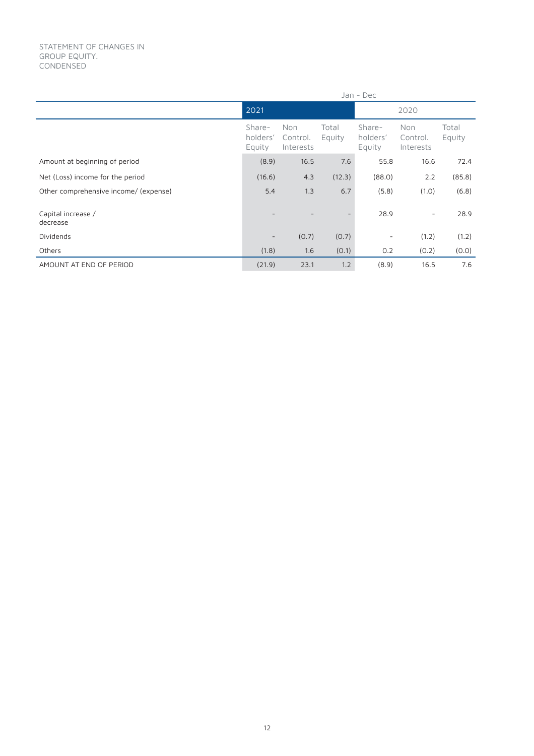STATEMENT OF CHANGES IN GROUP EQUITY. CONDENSED

| | Jan - Dec | | | | | |
|---|---|---|---|---|---|---|
| | 2021 | | | 2020 | | |
| | Share-holders' Equity | Non Control. Interests | Total Equity | Share-holders' Equity | Non Control. Interests | Total Equity |
| Amount at beginning of period | (8.9) | 16.5 | 7.6 | 55.8 | 16.6 | 72.4 |
| Net (Loss) income for the period | (16.6) | 4.3 | (12.3) | (88.0) | 2.2 | (85.8) |
| Other comprehensive income/ (expense) | 5.4 | 1.3 | 6.7 | (5.8) | (1.0) | (6.8) |
| Capital increase / decrease | - | - | - | 28.9 | - | 28.9 |
| Dividends | - | (0.7) | (0.7) | - | (1.2) | (1.2) |
| Others | (1.8) | 1.6 | (0.1) | 0.2 | (0.2) | (0.0) |
| AMOUNT AT END OF PERIOD | (21.9) | 23.1 | 1.2 | (8.9) | 16.5 | 7.6 |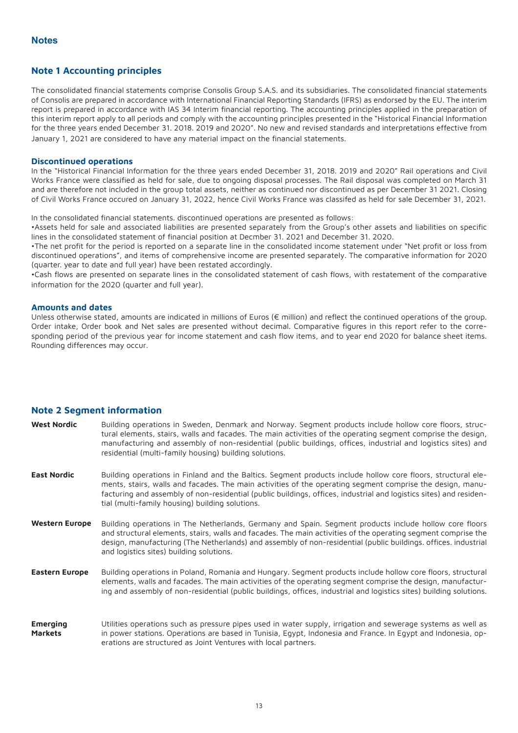# Notes

## Note 1 Accounting principles

The consolidated financial statements comprise Consolis Group S.A.S. and its subsidiaries. The consolidated financial statements of Consolis are prepared in accordance with International Financial Reporting Standards (IFRS) as endorsed by the EU. The interim report is prepared in accordance with IAS 34 Interim financial reporting. The accounting principles applied in the preparation of this interim report apply to all periods and comply with the accounting principles presented in the "Historical Financial Information for the three years ended December 31. 2018. 2019 and 2020". No new and revised standards and interpretations effective from January 1, 2021 are considered to have any material impact on the financial statements.

### Discontinued operations

In the "Historical Financial Information for the three years ended December 31, 2018. 2019 and 2020" Rail operations and Civil Works France were classified as held for sale, due to ongoing disposal processes. The Rail disposal was completed on March 31 and are therefore not included in the group total assets, neither as continued nor discontinued as per December 31 2021. Closing of Civil Works France occured on January 31, 2022, hence Civil Works France was classifed as held for sale December 31, 2021.

In the consolidated financial statements. discontinued operations are presented as follows:

•Assets held for sale and associated liabilities are presented separately from the Group's other assets and liabilities on specific lines in the consolidated statement of financial position at Decmber 31. 2021 and December 31. 2020.

•The net profit for the period is reported on a separate line in the consolidated income statement under "Net profit or loss from discontinued operations", and items of comprehensive income are presented separately. The comparative information for 2020 (quarter. year to date and full year) have been restated accordingly.

•Cash flows are presented on separate lines in the consolidated statement of cash flows, with restatement of the comparative information for the 2020 (quarter and full year).

### Amounts and dates

Unless otherwise stated, amounts are indicated in millions of Euros (€ million) and reflect the continued operations of the group. Order intake, Order book and Net sales are presented without decimal. Comparative figures in this report refer to the corresponding period of the previous year for income statement and cash flow items, and to year end 2020 for balance sheet items. Rounding differences may occur.

## Note 2 Segment information

**West Nordic** — Building operations in Sweden, Denmark and Norway. Segment products include hollow core floors, structural elements, stairs, walls and facades. The main activities of the operating segment comprise the design, manufacturing and assembly of non-residential (public buildings, offices, industrial and logistics sites) and residential (multi-family housing) building solutions.

**East Nordic** — Building operations in Finland and the Baltics. Segment products include hollow core floors, structural elements, stairs, walls and facades. The main activities of the operating segment comprise the design, manufacturing and assembly of non-residential (public buildings, offices, industrial and logistics sites) and residential (multi-family housing) building solutions.

**Western Europe** — Building operations in The Netherlands, Germany and Spain. Segment products include hollow core floors and structural elements, stairs, walls and facades. The main activities of the operating segment comprise the design, manufacturing (The Netherlands) and assembly of non-residential (public buildings. offices. industrial and logistics sites) building solutions.

**Eastern Europe** — Building operations in Poland, Romania and Hungary. Segment products include hollow core floors, structural elements, walls and facades. The main activities of the operating segment comprise the design, manufacturing and assembly of non-residential (public buildings, offices, industrial and logistics sites) building solutions.

**Emerging Markets** — Utilities operations such as pressure pipes used in water supply, irrigation and sewerage systems as well as in power stations. Operations are based in Tunisia, Egypt, Indonesia and France. In Egypt and Indonesia, operations are structured as Joint Ventures with local partners.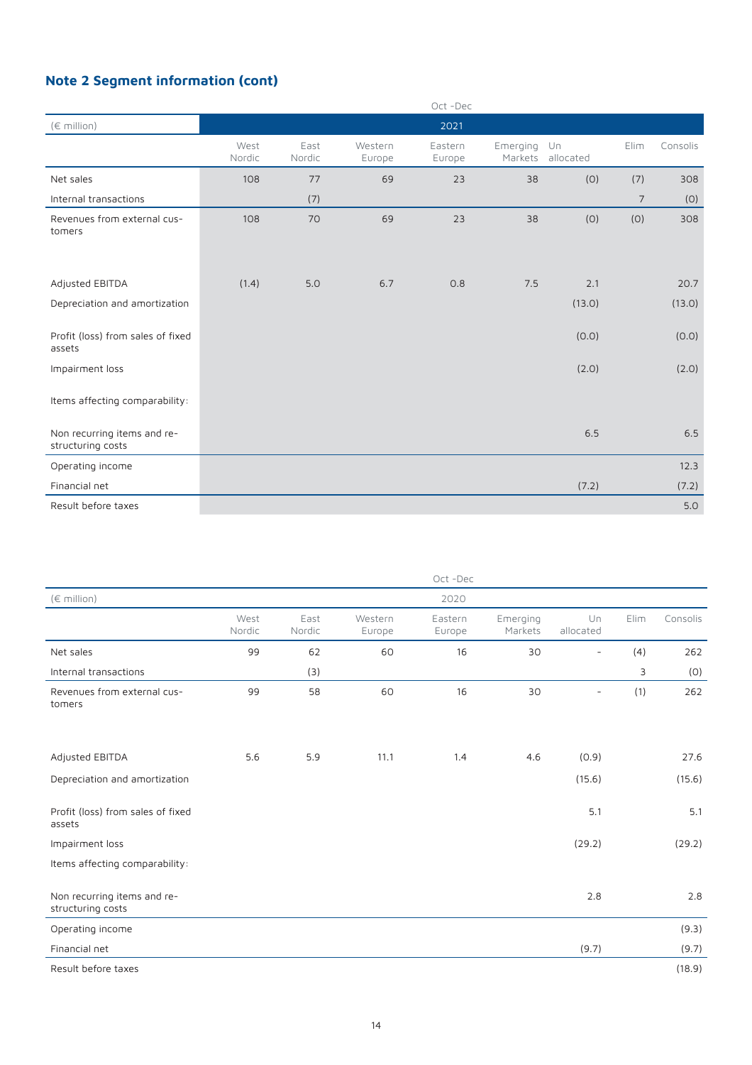## Note 2 Segment information (cont)

| | Oct -Dec | | | | | | | |
|---|---|---|---|---|---|---|---|---|
| (€ million) | 2021 | | | | | | | |
| | West Nordic | East Nordic | Western Europe | Eastern Europe | Emerging Markets | Un allocated | Elim | Consolis |
| Net sales | 108 | 77 | 69 | 23 | 38 | (0) | (7) | 308 |
| Internal transactions | | (7) | | | | | 7 | (0) |
| Revenues from external customers | 108 | 70 | 69 | 23 | 38 | (0) | (0) | 308 |
| Adjusted EBITDA | (1.4) | 5.0 | 6.7 | 0.8 | 7.5 | 2.1 | | 20.7 |
| Depreciation and amortization | | | | | | (13.0) | | (13.0) |
| Profit (loss) from sales of fixed assets | | | | | | (0.0) | | (0.0) |
| Impairment loss | | | | | | (2.0) | | (2.0) |
| Items affecting comparability: | | | | | | | | |
| Non recurring items and restructuring costs | | | | | | 6.5 | | 6.5 |
| Operating income | | | | | | | | 12.3 |
| Financial net | | | | | | (7.2) | | (7.2) |
| Result before taxes | | | | | | | | 5.0 |

| | Oct -Dec | | | | | | | |
|---|---|---|---|---|---|---|---|---|
| (€ million) | 2020 | | | | | | | |
| | West Nordic | East Nordic | Western Europe | Eastern Europe | Emerging Markets | Un allocated | Elim | Consolis |
| Net sales | 99 | 62 | 60 | 16 | 30 | - | (4) | 262 |
| Internal transactions | | (3) | | | | | 3 | (0) |
| Revenues from external customers | 99 | 58 | 60 | 16 | 30 | - | (1) | 262 |
| Adjusted EBITDA | 5.6 | 5.9 | 11.1 | 1.4 | 4.6 | (0.9) | | 27.6 |
| Depreciation and amortization | | | | | | (15.6) | | (15.6) |
| Profit (loss) from sales of fixed assets | | | | | | 5.1 | | 5.1 |
| Impairment loss | | | | | | (29.2) | | (29.2) |
| Items affecting comparability: | | | | | | | | |
| Non recurring items and restructuring costs | | | | | | 2.8 | | 2.8 |
| Operating income | | | | | | | | (9.3) |
| Financial net | | | | | | (9.7) | | (9.7) |
| Result before taxes | | | | | | | | (18.9) |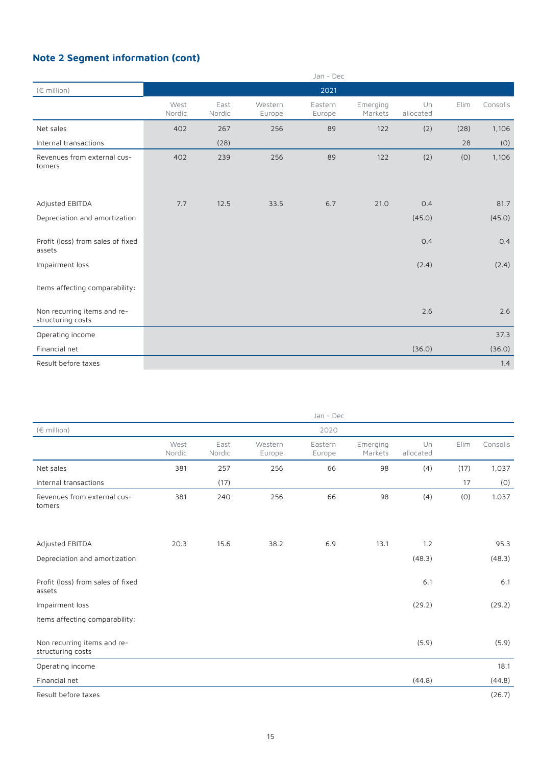## Note 2 Segment information (cont)

| (€ million) | Jan - Dec 2021 | | | | | | | |
|---|---|---|---|---|---|---|---|---|
| | West Nordic | East Nordic | Western Europe | Eastern Europe | Emerging Markets | Un allocated | Elim | Consolis |
| Net sales | 402 | 267 | 256 | 89 | 122 | (2) | (28) | 1,106 |
| Internal transactions | | (28) | | | | | 28 | (0) |
| Revenues from external customers | 402 | 239 | 256 | 89 | 122 | (2) | (0) | 1,106 |
| Adjusted EBITDA | 7.7 | 12.5 | 33.5 | 6.7 | 21.0 | 0.4 | | 81.7 |
| Depreciation and amortization | | | | | | (45.0) | | (45.0) |
| Profit (loss) from sales of fixed assets | | | | | | 0.4 | | 0.4 |
| Impairment loss | | | | | | (2.4) | | (2.4) |
| Items affecting comparability: | | | | | | | | |
| Non recurring items and restructuring costs | | | | | | 2.6 | | 2.6 |
| Operating income | | | | | | | | 37.3 |
| Financial net | | | | | | (36.0) | | (36.0) |
| Result before taxes | | | | | | | | 1.4 |

| (€ million) | Jan - Dec 2020 | | | | | | | |
|---|---|---|---|---|---|---|---|---|
| | West Nordic | East Nordic | Western Europe | Eastern Europe | Emerging Markets | Un allocated | Elim | Consolis |
| Net sales | 381 | 257 | 256 | 66 | 98 | (4) | (17) | 1,037 |
| Internal transactions | | (17) | | | | | 17 | (0) |
| Revenues from external customers | 381 | 240 | 256 | 66 | 98 | (4) | (0) | 1.037 |
| Adjusted EBITDA | 20.3 | 15.6 | 38.2 | 6.9 | 13.1 | 1.2 | | 95.3 |
| Depreciation and amortization | | | | | | (48.3) | | (48.3) |
| Profit (loss) from sales of fixed assets | | | | | | 6.1 | | 6.1 |
| Impairment loss | | | | | | (29.2) | | (29.2) |
| Items affecting comparability: | | | | | | | | |
| Non recurring items and restructuring costs | | | | | | (5.9) | | (5.9) |
| Operating income | | | | | | | | 18.1 |
| Financial net | | | | | | (44.8) | | (44.8) |
| Result before taxes | | | | | | | | (26.7) |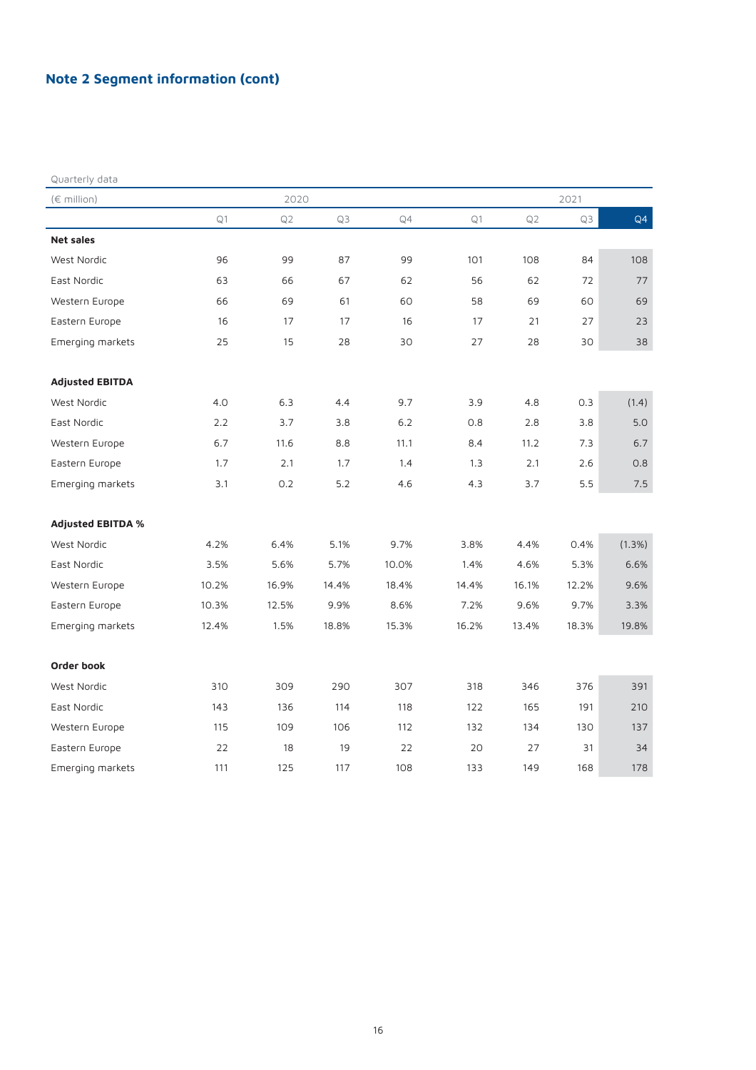## Note 2 Segment information (cont)

Quarterly data

| (€ million) | 2020 | | | | 2021 | | | |
|---|---|---|---|---|---|---|---|---|
| | Q1 | Q2 | Q3 | Q4 | Q1 | Q2 | Q3 | Q4 |
| **Net sales** | | | | | | | | |
| West Nordic | 96 | 99 | 87 | 99 | 101 | 108 | 84 | 108 |
| East Nordic | 63 | 66 | 67 | 62 | 56 | 62 | 72 | 77 |
| Western Europe | 66 | 69 | 61 | 60 | 58 | 69 | 60 | 69 |
| Eastern Europe | 16 | 17 | 17 | 16 | 17 | 21 | 27 | 23 |
| Emerging markets | 25 | 15 | 28 | 30 | 27 | 28 | 30 | 38 |
| | | | | | | | | |
| **Adjusted EBITDA** | | | | | | | | |
| West Nordic | 4.0 | 6.3 | 4.4 | 9.7 | 3.9 | 4.8 | 0.3 | (1.4) |
| East Nordic | 2.2 | 3.7 | 3.8 | 6.2 | 0.8 | 2.8 | 3.8 | 5.0 |
| Western Europe | 6.7 | 11.6 | 8.8 | 11.1 | 8.4 | 11.2 | 7.3 | 6.7 |
| Eastern Europe | 1.7 | 2.1 | 1.7 | 1.4 | 1.3 | 2.1 | 2.6 | 0.8 |
| Emerging markets | 3.1 | 0.2 | 5.2 | 4.6 | 4.3 | 3.7 | 5.5 | 7.5 |
| | | | | | | | | |
| **Adjusted EBITDA %** | | | | | | | | |
| West Nordic | 4.2% | 6.4% | 5.1% | 9.7% | 3.8% | 4.4% | 0.4% | (1.3%) |
| East Nordic | 3.5% | 5.6% | 5.7% | 10.0% | 1.4% | 4.6% | 5.3% | 6.6% |
| Western Europe | 10.2% | 16.9% | 14.4% | 18.4% | 14.4% | 16.1% | 12.2% | 9.6% |
| Eastern Europe | 10.3% | 12.5% | 9.9% | 8.6% | 7.2% | 9.6% | 9.7% | 3.3% |
| Emerging markets | 12.4% | 1.5% | 18.8% | 15.3% | 16.2% | 13.4% | 18.3% | 19.8% |
| | | | | | | | | |
| **Order book** | | | | | | | | |
| West Nordic | 310 | 309 | 290 | 307 | 318 | 346 | 376 | 391 |
| East Nordic | 143 | 136 | 114 | 118 | 122 | 165 | 191 | 210 |
| Western Europe | 115 | 109 | 106 | 112 | 132 | 134 | 130 | 137 |
| Eastern Europe | 22 | 18 | 19 | 22 | 20 | 27 | 31 | 34 |
| Emerging markets | 111 | 125 | 117 | 108 | 133 | 149 | 168 | 178 |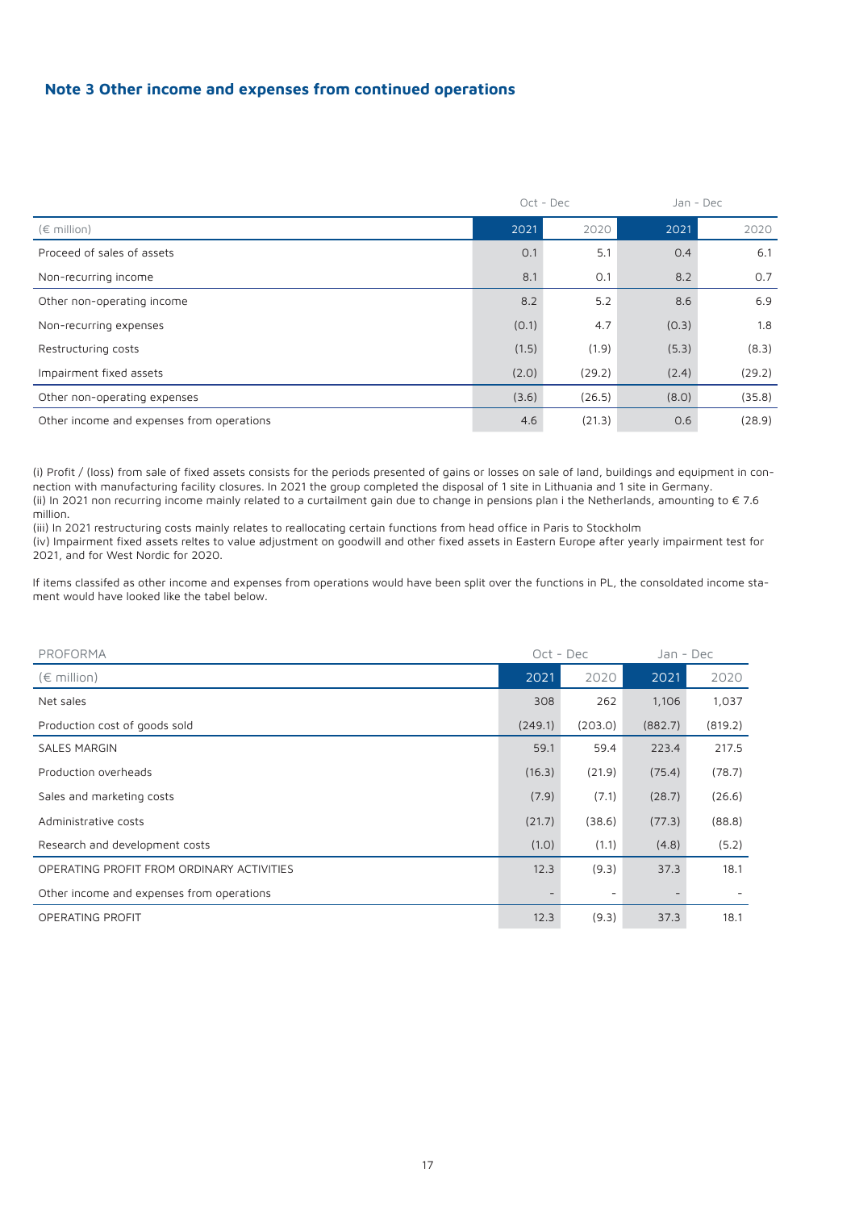## Note 3 Other income and expenses from continued operations

| | Oct - Dec | | Jan - Dec | |
|---|---|---|---|---|
| (€ million) | 2021 | 2020 | 2021 | 2020 |
| Proceed of sales of assets | 0.1 | 5.1 | 0.4 | 6.1 |
| Non-recurring income | 8.1 | 0.1 | 8.2 | 0.7 |
| Other non-operating income | 8.2 | 5.2 | 8.6 | 6.9 |
| Non-recurring expenses | (0.1) | 4.7 | (0.3) | 1.8 |
| Restructuring costs | (1.5) | (1.9) | (5.3) | (8.3) |
| Impairment fixed assets | (2.0) | (29.2) | (2.4) | (29.2) |
| Other non-operating expenses | (3.6) | (26.5) | (8.0) | (35.8) |
| Other income and expenses from operations | 4.6 | (21.3) | 0.6 | (28.9) |

(i) Profit / (loss) from sale of fixed assets consists for the periods presented of gains or losses on sale of land, buildings and equipment in connection with manufacturing facility closures. In 2021 the group completed the disposal of 1 site in Lithuania and 1 site in Germany.
(ii) In 2021 non recurring income mainly related to a curtailment gain due to change in pensions plan i the Netherlands, amounting to € 7.6 million.
(iii) In 2021 restructuring costs mainly relates to reallocating certain functions from head office in Paris to Stockholm
(iv) Impairment fixed assets reltes to value adjustment on goodwill and other fixed assets in Eastern Europe after yearly impairment test for 2021, and for West Nordic for 2020.

If items classifed as other income and expenses from operations would have been split over the functions in PL, the consoldated income stament would have looked like the tabel below.

| PROFORMA | Oct - Dec | | Jan - Dec | |
|---|---|---|---|---|
| (€ million) | 2021 | 2020 | 2021 | 2020 |
| Net sales | 308 | 262 | 1,106 | 1,037 |
| Production cost of goods sold | (249.1) | (203.0) | (882.7) | (819.2) |
| SALES MARGIN | 59.1 | 59.4 | 223.4 | 217.5 |
| Production overheads | (16.3) | (21.9) | (75.4) | (78.7) |
| Sales and marketing costs | (7.9) | (7.1) | (28.7) | (26.6) |
| Administrative costs | (21.7) | (38.6) | (77.3) | (88.8) |
| Research and development costs | (1.0) | (1.1) | (4.8) | (5.2) |
| OPERATING PROFIT FROM ORDINARY ACTIVITIES | 12.3 | (9.3) | 37.3 | 18.1 |
| Other income and expenses from operations | - | - | - | - |
| OPERATING PROFIT | 12.3 | (9.3) | 37.3 | 18.1 |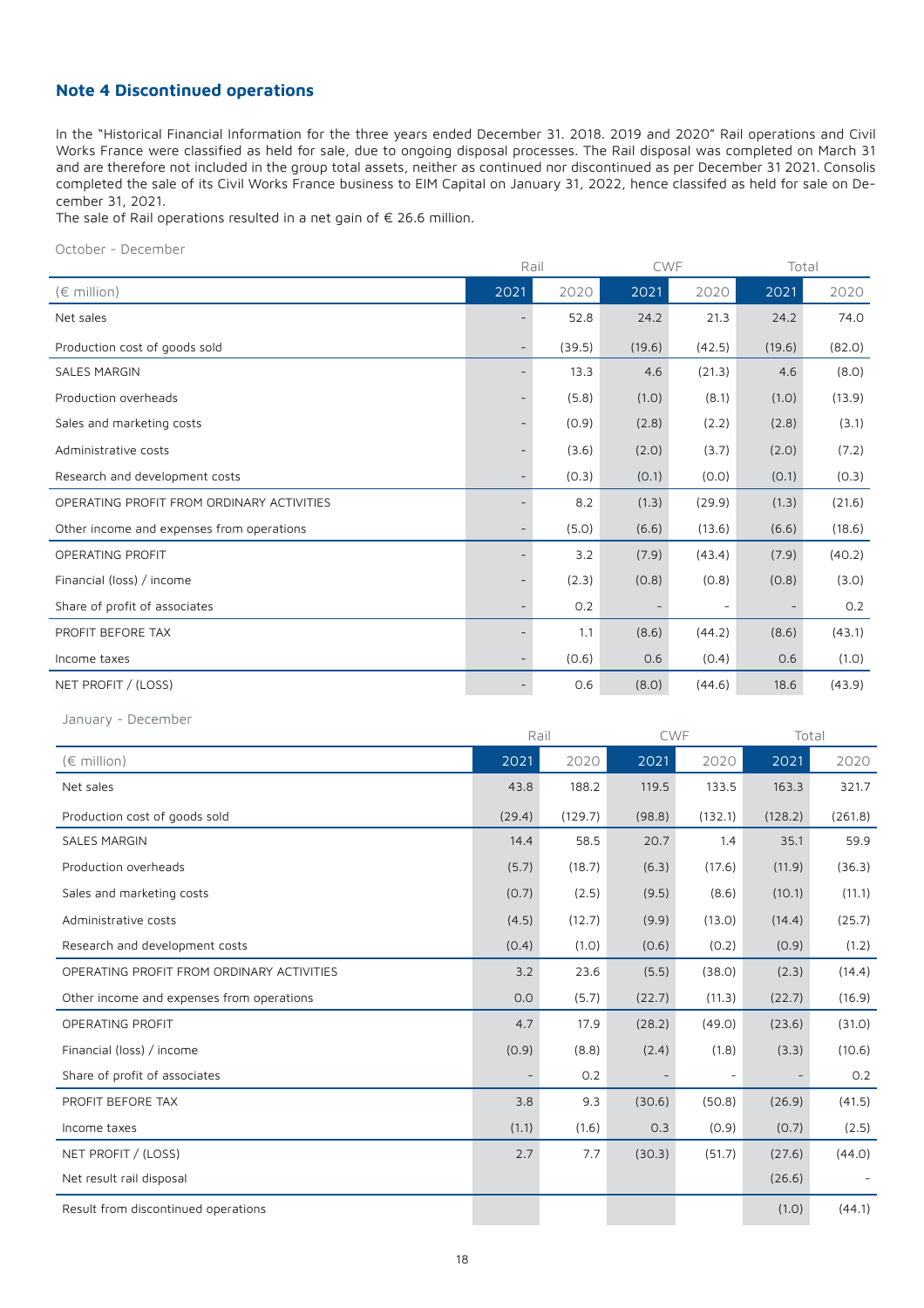### Note 4 Discontinued operations

In the "Historical Financial Information for the three years ended December 31. 2018. 2019 and 2020" Rail operations and Civil Works France were classified as held for sale, due to ongoing disposal processes. The Rail disposal was completed on March 31 and are therefore not included in the group total assets, neither as continued nor discontinued as per December 31 2021. Consolis completed the sale of its Civil Works France business to EIM Capital on January 31, 2022, hence classifed as held for sale on December 31, 2021.

The sale of Rail operations resulted in a net gain of € 26.6 million.

October - December

| | Rail | | CWF | | Total | |
|---|---|---|---|---|---|---|
| (€ million) | 2021 | 2020 | 2021 | 2020 | 2021 | 2020 |
| Net sales | - | 52.8 | 24.2 | 21.3 | 24.2 | 74.0 |
| Production cost of goods sold | - | (39.5) | (19.6) | (42.5) | (19.6) | (82.0) |
| SALES MARGIN | - | 13.3 | 4.6 | (21.3) | 4.6 | (8.0) |
| Production overheads | - | (5.8) | (1.0) | (8.1) | (1.0) | (13.9) |
| Sales and marketing costs | - | (0.9) | (2.8) | (2.2) | (2.8) | (3.1) |
| Administrative costs | - | (3.6) | (2.0) | (3.7) | (2.0) | (7.2) |
| Research and development costs | - | (0.3) | (0.1) | (0.0) | (0.1) | (0.3) |
| OPERATING PROFIT FROM ORDINARY ACTIVITIES | - | 8.2 | (1.3) | (29.9) | (1.3) | (21.6) |
| Other income and expenses from operations | - | (5.0) | (6.6) | (13.6) | (6.6) | (18.6) |
| OPERATING PROFIT | - | 3.2 | (7.9) | (43.4) | (7.9) | (40.2) |
| Financial (loss) / income | - | (2.3) | (0.8) | (0.8) | (0.8) | (3.0) |
| Share of profit of associates | - | 0.2 | - | - | - | 0.2 |
| PROFIT BEFORE TAX | - | 1.1 | (8.6) | (44.2) | (8.6) | (43.1) |
| Income taxes | - | (0.6) | 0.6 | (0.4) | 0.6 | (1.0) |
| NET PROFIT / (LOSS) | - | 0.6 | (8.0) | (44.6) | 18.6 | (43.9) |

January - December

| | Rail | | CWF | | Total | |
|---|---|---|---|---|---|---|
| (€ million) | 2021 | 2020 | 2021 | 2020 | 2021 | 2020 |
| Net sales | 43.8 | 188.2 | 119.5 | 133.5 | 163.3 | 321.7 |
| Production cost of goods sold | (29.4) | (129.7) | (98.8) | (132.1) | (128.2) | (261.8) |
| SALES MARGIN | 14.4 | 58.5 | 20.7 | 1.4 | 35.1 | 59.9 |
| Production overheads | (5.7) | (18.7) | (6.3) | (17.6) | (11.9) | (36.3) |
| Sales and marketing costs | (0.7) | (2.5) | (9.5) | (8.6) | (10.1) | (11.1) |
| Administrative costs | (4.5) | (12.7) | (9.9) | (13.0) | (14.4) | (25.7) |
| Research and development costs | (0.4) | (1.0) | (0.6) | (0.2) | (0.9) | (1.2) |
| OPERATING PROFIT FROM ORDINARY ACTIVITIES | 3.2 | 23.6 | (5.5) | (38.0) | (2.3) | (14.4) |
| Other income and expenses from operations | 0.0 | (5.7) | (22.7) | (11.3) | (22.7) | (16.9) |
| OPERATING PROFIT | 4.7 | 17.9 | (28.2) | (49.0) | (23.6) | (31.0) |
| Financial (loss) / income | (0.9) | (8.8) | (2.4) | (1.8) | (3.3) | (10.6) |
| Share of profit of associates | - | 0.2 | - | - | - | 0.2 |
| PROFIT BEFORE TAX | 3.8 | 9.3 | (30.6) | (50.8) | (26.9) | (41.5) |
| Income taxes | (1.1) | (1.6) | 0.3 | (0.9) | (0.7) | (2.5) |
| NET PROFIT / (LOSS) | 2.7 | 7.7 | (30.3) | (51.7) | (27.6) | (44.0) |
| Net result rail disposal | | | | | (26.6) | - |
| Result from discontinued operations | | | | | (1.0) | (44.1) |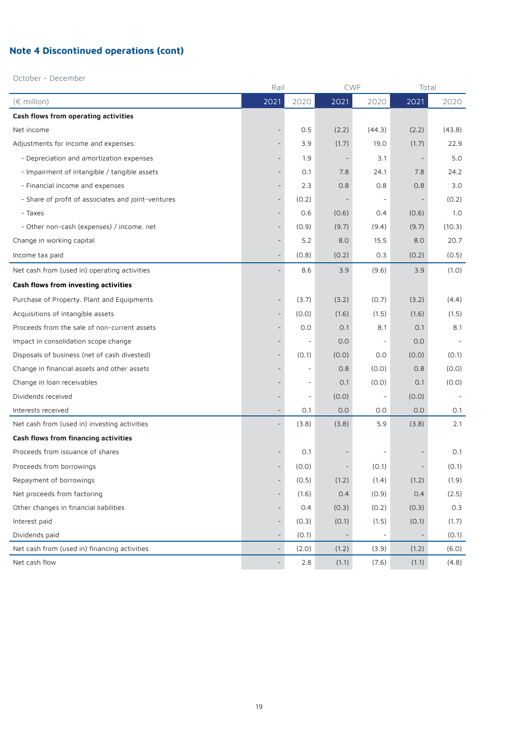## Note 4 Discontinued operations (cont)

October - December

| | Rail | | CWF | | Total | |
|---|---|---|---|---|---|---|
| (€ million) | 2021 | 2020 | 2021 | 2020 | 2021 | 2020 |
| **Cash flows from operating activities** | | | | | | |
| Net income | - | 0.5 | (2.2) | (44.3) | (2.2) | (43.8) |
| Adjustments for income and expenses: | - | 3.9 | (1.7) | 19.0 | (1.7) | 22.9 |
| - Depreciation and amortization expenses | - | 1.9 | - | 3.1 | - | 5.0 |
| - Impairment of intangible / tangible assets | - | 0.1 | 7.8 | 24.1 | 7.8 | 24.2 |
| - Financial income and expenses | - | 2.3 | 0.8 | 0.8 | 0.8 | 3.0 |
| - Share of profit of associates and joint-ventures | - | (0.2) | - | - | - | (0.2) |
| - Taxes | - | 0.6 | (0.6) | 0.4 | (0.6) | 1.0 |
| - Other non-cash (expenses) / income. net | - | (0.9) | (9.7) | (9.4) | (9.7) | (10.3) |
| Change in working capital | - | 5.2 | 8.0 | 15.5 | 8.0 | 20.7 |
| Income tax paid | - | (0.8) | (0.2) | 0.3 | (0.2) | (0.5) |
| Net cash from (used in) operating activities | - | 8.6 | 3.9 | (9.6) | 3.9 | (1.0) |
| **Cash flows from investing activities** | | | | | | |
| Purchase of Property. Plant and Equipments | - | (3.7) | (3.2) | (0.7) | (3.2) | (4.4) |
| Acquisitions of intangible assets | - | (0.0) | (1.6) | (1.5) | (1.6) | (1.5) |
| Proceeds from the sale of non-current assets | - | 0.0 | 0.1 | 8.1 | 0.1 | 8.1 |
| Impact in consolidation scope change | - | - | 0.0 | - | 0.0 | - |
| Disposals of business (net of cash divested) | - | (0.1) | (0.0) | 0.0 | (0.0) | (0.1) |
| Change in financial assets and other assets | - | - | 0.8 | (0.0) | 0.8 | (0.0) |
| Change in loan receivables | - | - | 0.1 | (0.0) | 0.1 | (0.0) |
| Dividends received | - | - | (0.0) | - | (0.0) | - |
| Interests received | - | 0.1 | 0.0 | 0.0 | 0.0 | 0.1 |
| Net cash from (used in) investing activities | - | (3.8) | (3.8) | 5.9 | (3.8) | 2.1 |
| **Cash flows from financing activities** | | | | | | |
| Proceeds from issuance of shares | - | 0.1 | - | - | - | 0.1 |
| Proceeds from borrowings | - | (0.0) | - | (0.1) | - | (0.1) |
| Repayment of borrowings | - | (0.5) | (1.2) | (1.4) | (1.2) | (1.9) |
| Net proceeds from factoring | - | (1.6) | 0.4 | (0.9) | 0.4 | (2.5) |
| Other changes in financial liabilities | - | 0.4 | (0.3) | (0.2) | (0.3) | 0.3 |
| Interest paid | - | (0.3) | (0.1) | (1.5) | (0.1) | (1.7) |
| Dividends paid | - | (0.1) | - | - | - | (0.1) |
| Net cash from (used in) financing activities | - | (2.0) | (1.2) | (3.9) | (1.2) | (6.0) |
| Net cash flow | - | 2.8 | (1.1) | (7.6) | (1.1) | (4.8) |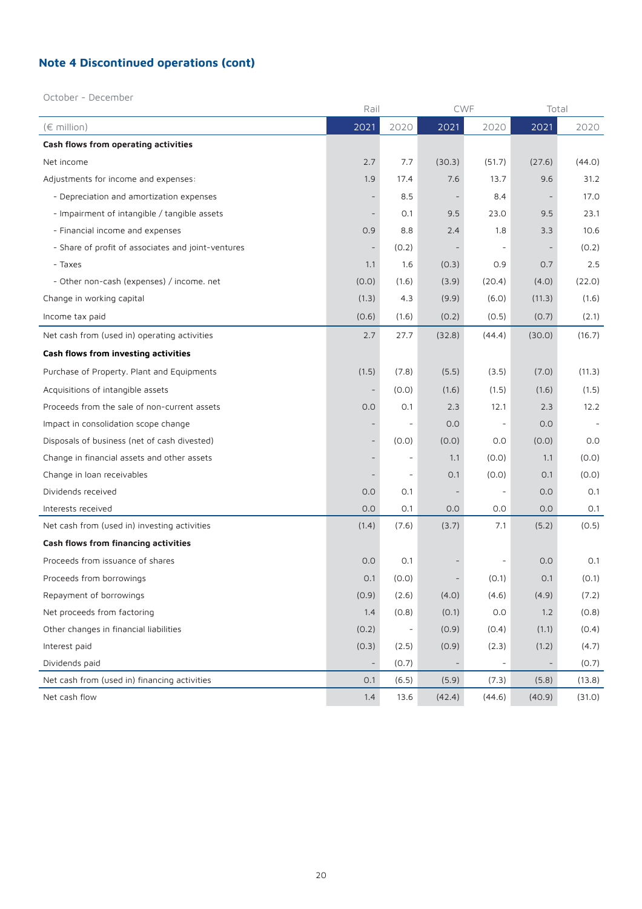## Note 4 Discontinued operations (cont)

October - December

| (€ million) | Rail 2021 | Rail 2020 | CWF 2021 | CWF 2020 | Total 2021 | Total 2020 |
|---|---|---|---|---|---|---|
| **Cash flows from operating activities** | | | | | | |
| Net income | 2.7 | 7.7 | (30.3) | (51.7) | (27.6) | (44.0) |
| Adjustments for income and expenses: | 1.9 | 17.4 | 7.6 | 13.7 | 9.6 | 31.2 |
| - Depreciation and amortization expenses | - | 8.5 | - | 8.4 | - | 17.0 |
| - Impairment of intangible / tangible assets | - | 0.1 | 9.5 | 23.0 | 9.5 | 23.1 |
| - Financial income and expenses | 0.9 | 8.8 | 2.4 | 1.8 | 3.3 | 10.6 |
| - Share of profit of associates and joint-ventures | - | (0.2) | - | - | - | (0.2) |
| - Taxes | 1.1 | 1.6 | (0.3) | 0.9 | 0.7 | 2.5 |
| - Other non-cash (expenses) / income. net | (0.0) | (1.6) | (3.9) | (20.4) | (4.0) | (22.0) |
| Change in working capital | (1.3) | 4.3 | (9.9) | (6.0) | (11.3) | (1.6) |
| Income tax paid | (0.6) | (1.6) | (0.2) | (0.5) | (0.7) | (2.1) |
| Net cash from (used in) operating activities | 2.7 | 27.7 | (32.8) | (44.4) | (30.0) | (16.7) |
| **Cash flows from investing activities** | | | | | | |
| Purchase of Property. Plant and Equipments | (1.5) | (7.8) | (5.5) | (3.5) | (7.0) | (11.3) |
| Acquisitions of intangible assets | - | (0.0) | (1.6) | (1.5) | (1.6) | (1.5) |
| Proceeds from the sale of non-current assets | 0.0 | 0.1 | 2.3 | 12.1 | 2.3 | 12.2 |
| Impact in consolidation scope change | - | - | 0.0 | - | 0.0 | - |
| Disposals of business (net of cash divested) | - | (0.0) | (0.0) | 0.0 | (0.0) | 0.0 |
| Change in financial assets and other assets | - | - | 1.1 | (0.0) | 1.1 | (0.0) |
| Change in loan receivables | - | - | 0.1 | (0.0) | 0.1 | (0.0) |
| Dividends received | 0.0 | 0.1 | - | - | 0.0 | 0.1 |
| Interests received | 0.0 | 0.1 | 0.0 | 0.0 | 0.0 | 0.1 |
| Net cash from (used in) investing activities | (1.4) | (7.6) | (3.7) | 7.1 | (5.2) | (0.5) |
| **Cash flows from financing activities** | | | | | | |
| Proceeds from issuance of shares | 0.0 | 0.1 | - | - | 0.0 | 0.1 |
| Proceeds from borrowings | 0.1 | (0.0) | - | (0.1) | 0.1 | (0.1) |
| Repayment of borrowings | (0.9) | (2.6) | (4.0) | (4.6) | (4.9) | (7.2) |
| Net proceeds from factoring | 1.4 | (0.8) | (0.1) | 0.0 | 1.2 | (0.8) |
| Other changes in financial liabilities | (0.2) | - | (0.9) | (0.4) | (1.1) | (0.4) |
| Interest paid | (0.3) | (2.5) | (0.9) | (2.3) | (1.2) | (4.7) |
| Dividends paid | - | (0.7) | - | - | - | (0.7) |
| Net cash from (used in) financing activities | 0.1 | (6.5) | (5.9) | (7.3) | (5.8) | (13.8) |
| Net cash flow | 1.4 | 13.6 | (42.4) | (44.6) | (40.9) | (31.0) |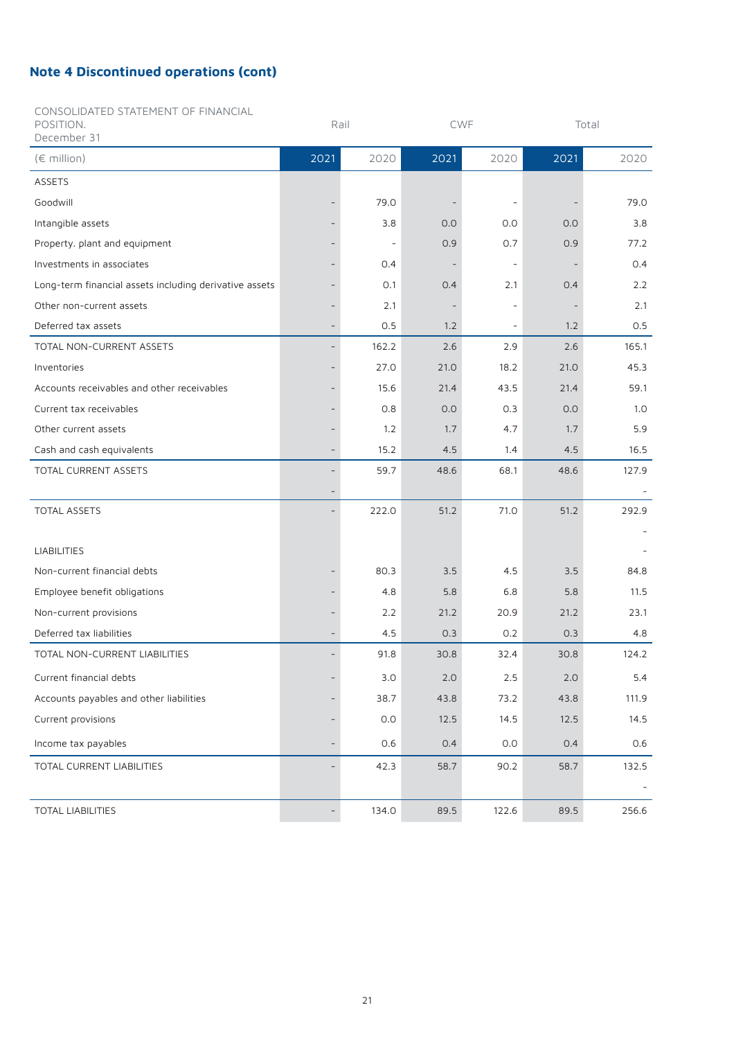## Note 4 Discontinued operations (cont)

| CONSOLIDATED STATEMENT OF FINANCIAL POSITION. December 31 | Rail | | CWF | | Total | |
|---|---|---|---|---|---|---|
| (€ million) | 2021 | 2020 | 2021 | 2020 | 2021 | 2020 |
| ASSETS | | | | | | |
| Goodwill | - | 79.0 | - | - | - | 79.0 |
| Intangible assets | - | 3.8 | 0.0 | 0.0 | 0.0 | 3.8 |
| Property. plant and equipment | - | - | 0.9 | 0.7 | 0.9 | 77.2 |
| Investments in associates | - | 0.4 | - | - | - | 0.4 |
| Long-term financial assets including derivative assets | - | 0.1 | 0.4 | 2.1 | 0.4 | 2.2 |
| Other non-current assets | - | 2.1 | - | - | - | 2.1 |
| Deferred tax assets | - | 0.5 | 1.2 | - | 1.2 | 0.5 |
| TOTAL NON-CURRENT ASSETS | - | 162.2 | 2.6 | 2.9 | 2.6 | 165.1 |
| Inventories | - | 27.0 | 21.0 | 18.2 | 21.0 | 45.3 |
| Accounts receivables and other receivables | - | 15.6 | 21.4 | 43.5 | 21.4 | 59.1 |
| Current tax receivables | - | 0.8 | 0.0 | 0.3 | 0.0 | 1.0 |
| Other current assets | - | 1.2 | 1.7 | 4.7 | 1.7 | 5.9 |
| Cash and cash equivalents | - | 15.2 | 4.5 | 1.4 | 4.5 | 16.5 |
| TOTAL CURRENT ASSETS | - | 59.7 | 48.6 | 68.1 | 48.6 | 127.9 |
| | - | | | | | - |
| TOTAL ASSETS | - | 222.0 | 51.2 | 71.0 | 51.2 | 292.9 |
| | | | | | | - |
| LIABILITIES | | | | | | - |
| Non-current financial debts | - | 80.3 | 3.5 | 4.5 | 3.5 | 84.8 |
| Employee benefit obligations | - | 4.8 | 5.8 | 6.8 | 5.8 | 11.5 |
| Non-current provisions | - | 2.2 | 21.2 | 20.9 | 21.2 | 23.1 |
| Deferred tax liabilities | - | 4.5 | 0.3 | 0.2 | 0.3 | 4.8 |
| TOTAL NON-CURRENT LIABILITIES | - | 91.8 | 30.8 | 32.4 | 30.8 | 124.2 |
| Current financial debts | - | 3.0 | 2.0 | 2.5 | 2.0 | 5.4 |
| Accounts payables and other liabilities | - | 38.7 | 43.8 | 73.2 | 43.8 | 111.9 |
| Current provisions | - | 0.0 | 12.5 | 14.5 | 12.5 | 14.5 |
| Income tax payables | - | 0.6 | 0.4 | 0.0 | 0.4 | 0.6 |
| TOTAL CURRENT LIABILITIES | - | 42.3 | 58.7 | 90.2 | 58.7 | 132.5 |
| | | | | | | - |
| TOTAL LIABILITIES | - | 134.0 | 89.5 | 122.6 | 89.5 | 256.6 |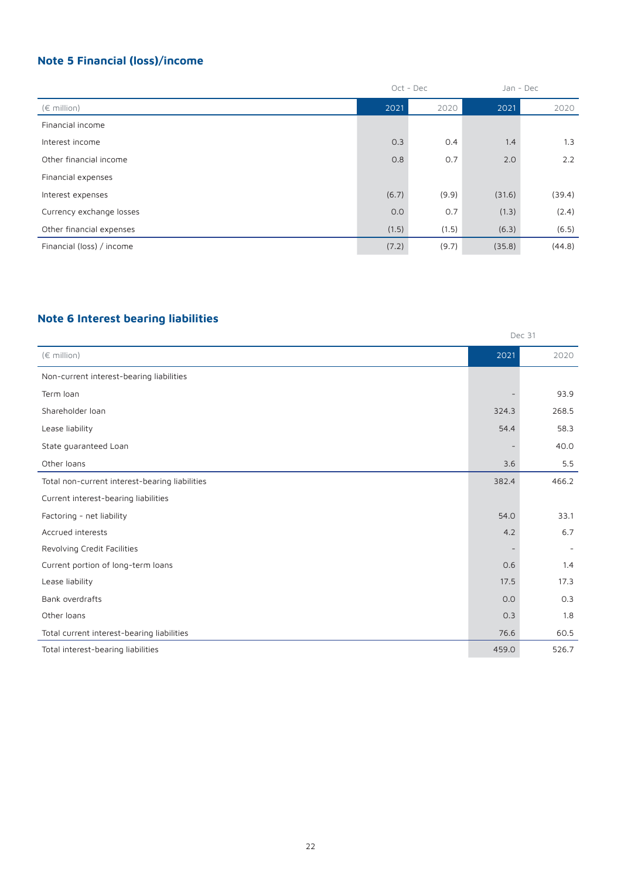## Note 5 Financial (loss)/income

| (€ million) | Oct - Dec 2021 | Oct - Dec 2020 | Jan - Dec 2021 | Jan - Dec 2020 |
|---|---|---|---|---|
| Financial income | | | | |
| Interest income | 0.3 | 0.4 | 1.4 | 1.3 |
| Other financial income | 0.8 | 0.7 | 2.0 | 2.2 |
| Financial expenses | | | | |
| Interest expenses | (6.7) | (9.9) | (31.6) | (39.4) |
| Currency exchange losses | 0.0 | 0.7 | (1.3) | (2.4) |
| Other financial expenses | (1.5) | (1.5) | (6.3) | (6.5) |
| Financial (loss) / income | (7.2) | (9.7) | (35.8) | (44.8) |

## Note 6 Interest bearing liabilities

| (€ million) | Dec 31 2021 | Dec 31 2020 |
|---|---|---|
| Non-current interest-bearing liabilities | | |
| Term loan | - | 93.9 |
| Shareholder loan | 324.3 | 268.5 |
| Lease liability | 54.4 | 58.3 |
| State guaranteed Loan | - | 40.0 |
| Other loans | 3.6 | 5.5 |
| Total non-current interest-bearing liabilities | 382.4 | 466.2 |
| Current interest-bearing liabilities | | |
| Factoring - net liability | 54.0 | 33.1 |
| Accrued interests | 4.2 | 6.7 |
| Revolving Credit Facilities | - | - |
| Current portion of long-term loans | 0.6 | 1.4 |
| Lease liability | 17.5 | 17.3 |
| Bank overdrafts | 0.0 | 0.3 |
| Other loans | 0.3 | 1.8 |
| Total current interest-bearing liabilities | 76.6 | 60.5 |
| Total interest-bearing liabilities | 459.0 | 526.7 |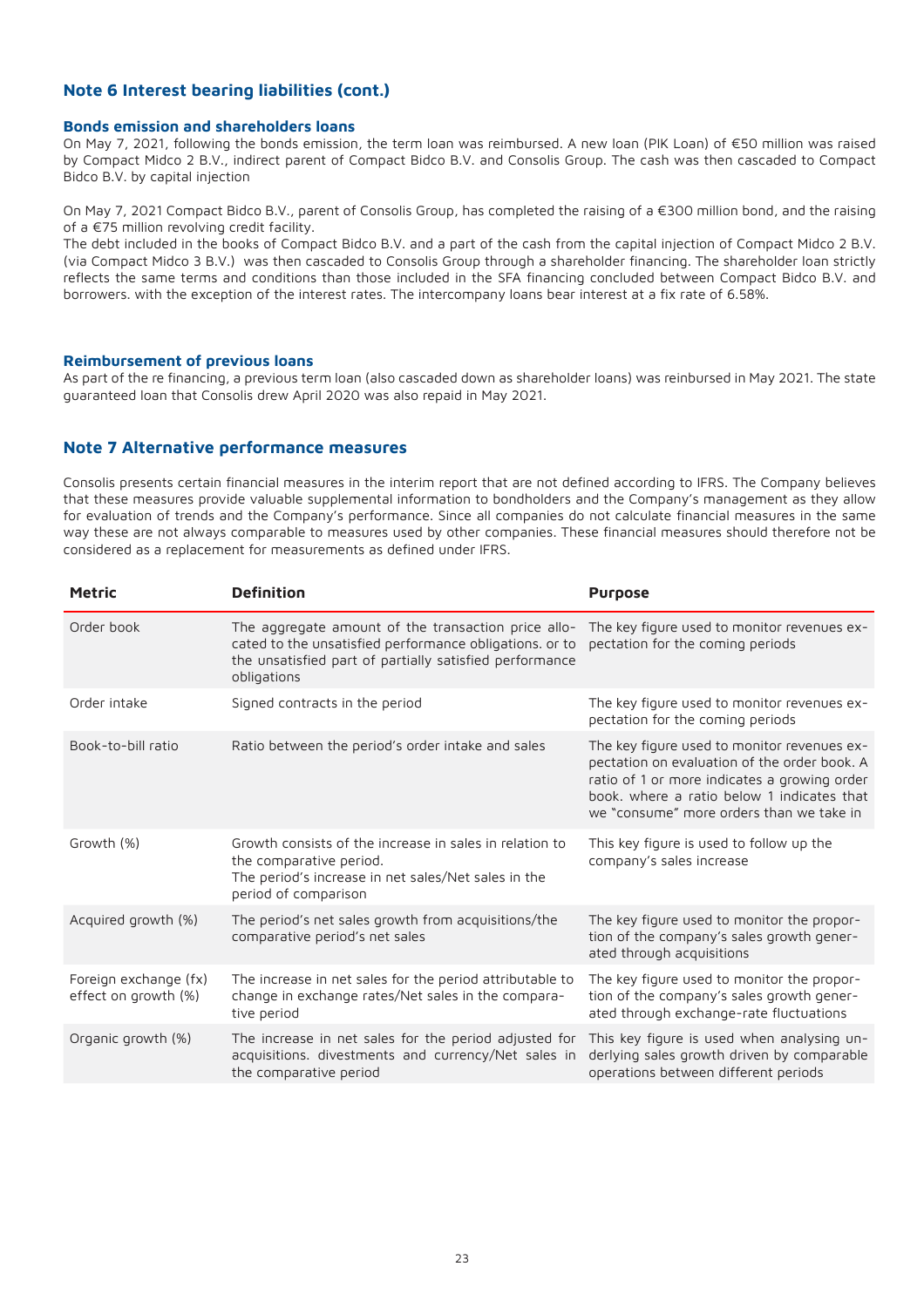## Note 6 Interest bearing liabilities (cont.)

### Bonds emission and shareholders loans

On May 7, 2021, following the bonds emission, the term loan was reimbursed. A new loan (PIK Loan) of €50 million was raised by Compact Midco 2 B.V., indirect parent of Compact Bidco B.V. and Consolis Group. The cash was then cascaded to Compact Bidco B.V. by capital injection

On May 7, 2021 Compact Bidco B.V., parent of Consolis Group, has completed the raising of a €300 million bond, and the raising of a €75 million revolving credit facility.
The debt included in the books of Compact Bidco B.V. and a part of the cash from the capital injection of Compact Midco 2 B.V. (via Compact Midco 3 B.V.) was then cascaded to Consolis Group through a shareholder financing. The shareholder loan strictly reflects the same terms and conditions than those included in the SFA financing concluded between Compact Bidco B.V. and borrowers. with the exception of the interest rates. The intercompany loans bear interest at a fix rate of 6.58%.

### Reimbursement of previous loans

As part of the re financing, a previous term loan (also cascaded down as shareholder loans) was reinbursed in May 2021. The state guaranteed loan that Consolis drew April 2020 was also repaid in May 2021.

## Note 7 Alternative performance measures

Consolis presents certain financial measures in the interim report that are not defined according to IFRS. The Company believes that these measures provide valuable supplemental information to bondholders and the Company's management as they allow for evaluation of trends and the Company's performance. Since all companies do not calculate financial measures in the same way these are not always comparable to measures used by other companies. These financial measures should therefore not be considered as a replacement for measurements as defined under IFRS.

| Metric | Definition | Purpose |
|---|---|---|
| Order book | The aggregate amount of the transaction price allocated to the unsatisfied performance obligations. or to the unsatisfied part of partially satisfied performance obligations | The key figure used to monitor revenues expectation for the coming periods |
| Order intake | Signed contracts in the period | The key figure used to monitor revenues expectation for the coming periods |
| Book-to-bill ratio | Ratio between the period's order intake and sales | The key figure used to monitor revenues expectation on evaluation of the order book. A ratio of 1 or more indicates a growing order book. where a ratio below 1 indicates that we "consume" more orders than we take in |
| Growth (%) | Growth consists of the increase in sales in relation to the comparative period.<br>The period's increase in net sales/Net sales in the period of comparison | This key figure is used to follow up the company's sales increase |
| Acquired growth (%) | The period's net sales growth from acquisitions/the comparative period's net sales | The key figure used to monitor the proportion of the company's sales growth generated through acquisitions |
| Foreign exchange (fx) effect on growth (%) | The increase in net sales for the period attributable to change in exchange rates/Net sales in the comparative period | The key figure used to monitor the proportion of the company's sales growth generated through exchange-rate fluctuations |
| Organic growth (%) | The increase in net sales for the period adjusted for acquisitions. divestments and currency/Net sales in the comparative period | This key figure is used when analysing underlying sales growth driven by comparable operations between different periods |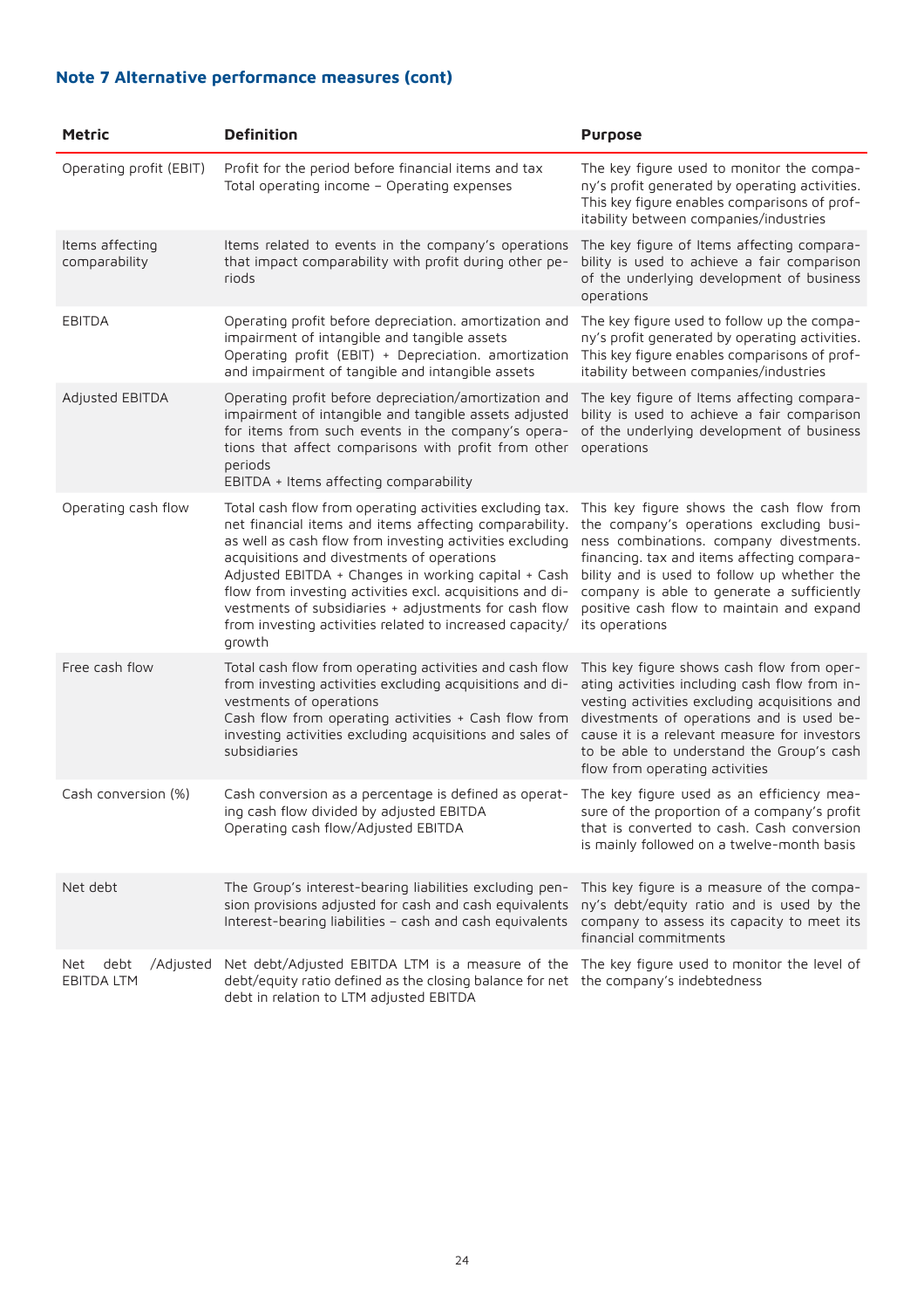## Note 7 Alternative performance measures (cont)

| Metric | Definition | Purpose |
|---|---|---|
| Operating profit (EBIT) | Profit for the period before financial items and tax<br>Total operating income – Operating expenses | The key figure used to monitor the company's profit generated by operating activities. This key figure enables comparisons of profitability between companies/industries |
| Items affecting comparability | Items related to events in the company's operations that impact comparability with profit during other periods | The key figure of Items affecting comparability is used to achieve a fair comparison of the underlying development of business operations |
| EBITDA | Operating profit before depreciation. amortization and impairment of intangible and tangible assets<br>Operating profit (EBIT) + Depreciation. amortization and impairment of tangible and intangible assets | The key figure used to follow up the company's profit generated by operating activities. This key figure enables comparisons of profitability between companies/industries |
| Adjusted EBITDA | Operating profit before depreciation/amortization and impairment of intangible and tangible assets adjusted for items from such events in the company's operations that affect comparisons with profit from other periods<br>EBITDA + Items affecting comparability | The key figure of Items affecting comparability is used to achieve a fair comparison of the underlying development of business operations |
| Operating cash flow | Total cash flow from operating activities excluding tax. net financial items and items affecting comparability. as well as cash flow from investing activities excluding acquisitions and divestments of operations<br>Adjusted EBITDA + Changes in working capital + Cash flow from investing activities excl. acquisitions and divestments of subsidiaries + adjustments for cash flow from investing activities related to increased capacity/growth | This key figure shows the cash flow from the company's operations excluding business combinations. company divestments. financing. tax and items affecting comparability and is used to follow up whether the company is able to generate a sufficiently positive cash flow to maintain and expand its operations |
| Free cash flow | Total cash flow from operating activities and cash flow from investing activities excluding acquisitions and divestments of operations<br>Cash flow from operating activities + Cash flow from investing activities excluding acquisitions and sales of subsidiaries | This key figure shows cash flow from operating activities including cash flow from investing activities excluding acquisitions and divestments of operations and is used because it is a relevant measure for investors to be able to understand the Group's cash flow from operating activities |
| Cash conversion (%) | Cash conversion as a percentage is defined as operating cash flow divided by adjusted EBITDA<br>Operating cash flow/Adjusted EBITDA | The key figure used as an efficiency measure of the proportion of a company's profit that is converted to cash. Cash conversion is mainly followed on a twelve-month basis |
| Net debt | The Group's interest-bearing liabilities excluding pension provisions adjusted for cash and cash equivalents<br>Interest-bearing liabilities – cash and cash equivalents | This key figure is a measure of the company's debt/equity ratio and is used by the company to assess its capacity to meet its financial commitments |
| Net debt /Adjusted EBITDA LTM | Net debt/Adjusted EBITDA LTM is a measure of the debt/equity ratio defined as the closing balance for net debt in relation to LTM adjusted EBITDA | The key figure used to monitor the level of the company's indebtedness |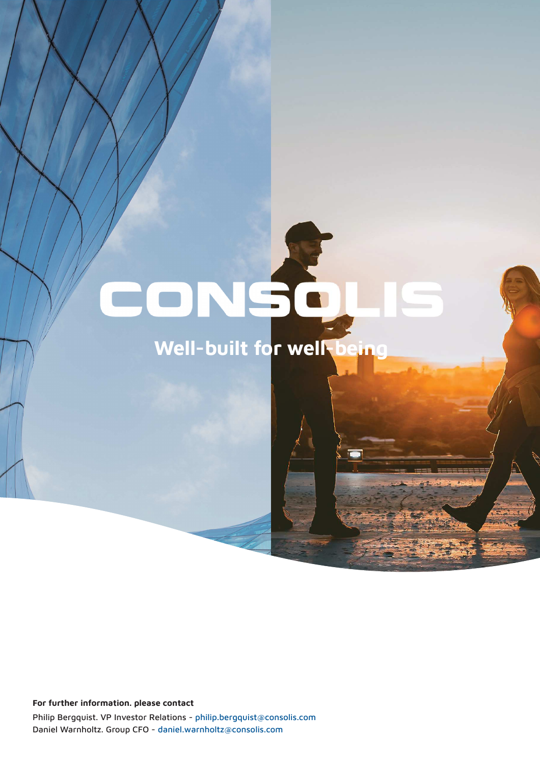# CONSOLIS

**Well-built for well-being**

**For further information. please contact**

Philip Bergquist. VP Investor Relations - philip.bergquist@consolis.com
Daniel Warnholtz. Group CFO - daniel.warnholtz@consolis.com